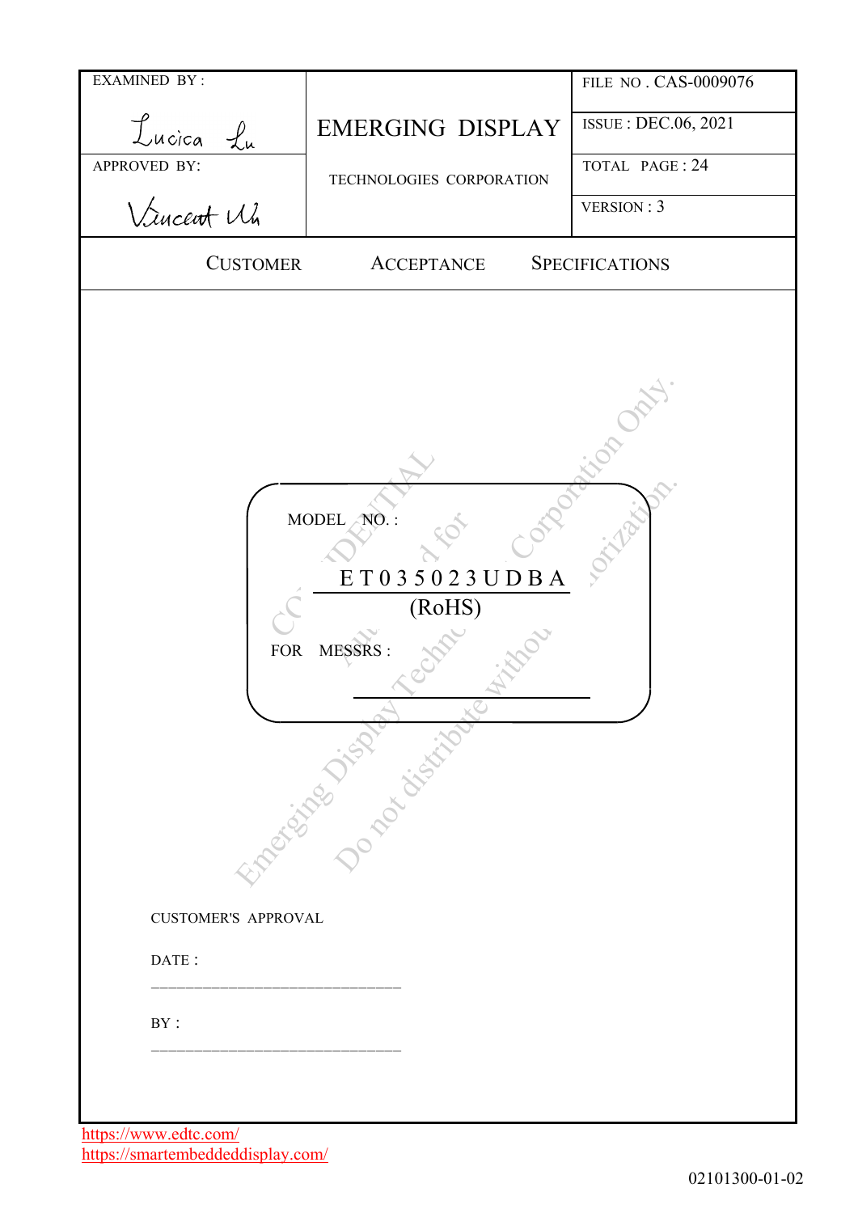| EXAMINED BY : Lucica Lu | EMERGING DISPLAY | FILE NO . CAS-0009076 |
| --- | --- | --- |
| | | ISSUE : DEC.06, 2021 |
| APPROVED BY: Vincent Wu | TECHNOLOGIES CORPORATION | TOTAL PAGE : 24 |
| | | VERSION : 3 |

# CUSTOMER ACCEPTANCE SPECIFICATIONS

MODEL NO. :

**ET035023UDBA**
(RoHS)

FOR MESSRS :

_______________________

CUSTOMER'S APPROVAL

DATE :

_______________________

BY :

_______________________

https://www.edtc.com/
https://smartembeddeddisplay.com/

02101300-01-02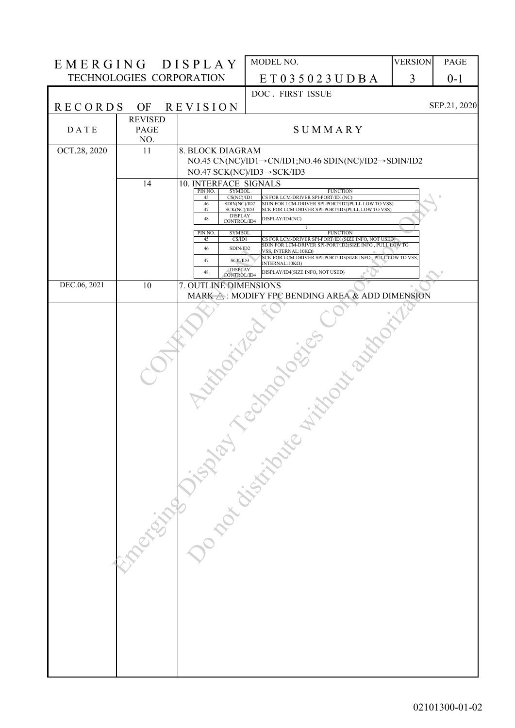| EMERGING DISPLAY TECHNOLOGIES CORPORATION | | MODEL NO. | VERSION | PAGE |
|---|---|---|---|---|
| | | ET035023UDBA | 3 | 0-1 |

## RECORDS OF REVISION

DOC . FIRST ISSUE SEP.21, 2020

| DATE | REVISED PAGE NO. | SUMMARY |
|---|---|---|
| OCT.28, 2020 | 11 | 8. BLOCK DIAGRAM<br>NO.45 CN(NC)/ID1→CN/ID1;NO.46 SDIN(NC)/ID2→SDIN/ID2<br>NO.47 SCK(NC)/ID3→SCK/ID3 |
| | 14 | 10. INTERFACE SIGNALS (see table below) |
| DEC.06, 2021 | 10 | 7. OUTLINE DIMENSIONS<br>MARK ⚠ : MODIFY FPC BENDING AREA & ADD DIMENSION |

Before:

| PIN NO. | SYMBOL | FUNCTION |
|---|---|---|
| 45 | CS(NC)/ID1 | CS FOR LCM-DRIVER SPI-PORT/ID1(NC) |
| 46 | SDIN(NC)/ID2 | SDIN FOR LCM-DRIVER SPI-PORT/ID2(PULL LOW TO VSS) |
| 47 | SCK(NC)/ID3 | SCK FOR LCM-DRIVER SPI-PORT/ID3(PULL LOW TO VSS) |
| 48 | DISPLAY CONTROL/ID4 | DISPLAY/ID4(NC) |

↓

After:

| PIN NO. | SYMBOL | FUNCTION |
|---|---|---|
| 45 | CS/ID1 | CS FOR LCM-DRIVER SPI-PORT/ID1(SIZE INFO, NOT USED) |
| 46 | SDIN/ID2 | SDIN FOR LCM-DRIVER SPI-PORT/ID2(SIZE INFO , PULL LOW TO VSS, INTERNAL:10KΩ) |
| 47 | SCK/ID3 | SCK FOR LCM-DRIVER SPI-PORT/ID3(SIZE INFO , PULL LOW TO VSS, INTERNAL:10KΩ) |
| 48 | DISPLAY CONTROL/ID4 | DISPLAY/ID4(SIZE INFO, NOT USED) |

02101300-01-02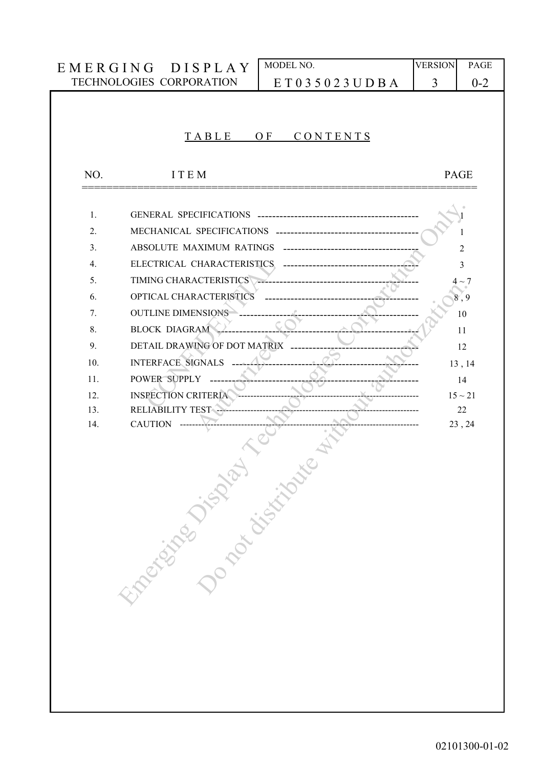# TABLE OF CONTENTS

| NO. | ITEM | PAGE |
|---|---|---|
| 1. | GENERAL SPECIFICATIONS | 1 |
| 2. | MECHANICAL SPECIFICATIONS | 1 |
| 3. | ABSOLUTE MAXIMUM RATINGS | 2 |
| 4. | ELECTRICAL CHARACTERISTICS | 3 |
| 5. | TIMING CHARACTERISTICS | 4 ~ 7 |
| 6. | OPTICAL CHARACTERISTICS | 8 , 9 |
| 7. | OUTLINE DIMENSIONS | 10 |
| 8. | BLOCK DIAGRAM | 11 |
| 9. | DETAIL DRAWING OF DOT MATRIX | 12 |
| 10. | INTERFACE SIGNALS | 13 , 14 |
| 11. | POWER SUPPLY | 14 |
| 12. | INSPECTION CRITERIA | 15 ~ 21 |
| 13. | RELIABILITY TEST | 22 |
| 14. | CAUTION | 23 , 24 |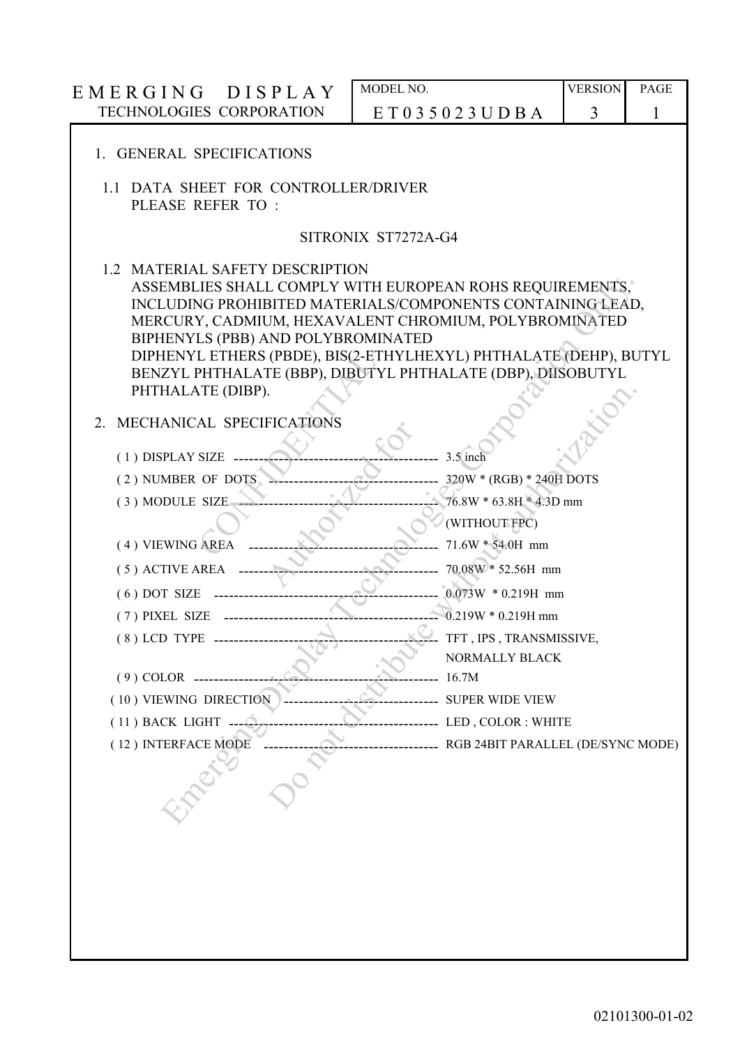## 1. GENERAL SPECIFICATIONS

### 1.1 DATA SHEET FOR CONTROLLER/DRIVER PLEASE REFER TO :

SITRONIX ST7272A-G4

### 1.2 MATERIAL SAFETY DESCRIPTION

ASSEMBLIES SHALL COMPLY WITH EUROPEAN ROHS REQUIREMENTS, INCLUDING PROHIBITED MATERIALS/COMPONENTS CONTAINING LEAD, MERCURY, CADMIUM, HEXAVALENT CHROMIUM, POLYBROMINATED BIPHENYLS (PBB) AND POLYBROMINATED DIPHENYL ETHERS (PBDE), BIS(2-ETHYLHEXYL) PHTHALATE (DEHP), BUTYL BENZYL PHTHALATE (BBP), DIBUTYL PHTHALATE (DBP), DIISOBUTYL PHTHALATE (DIBP).

## 2. MECHANICAL SPECIFICATIONS

| Item | Specification |
|---|---|
| ( 1 ) DISPLAY SIZE | 3.5 inch |
| ( 2 ) NUMBER OF DOTS | 320W * (RGB) * 240H DOTS |
| ( 3 ) MODULE SIZE | 76.8W * 63.8H * 4.3D mm (WITHOUT FPC) |
| ( 4 ) VIEWING AREA | 71.6W * 54.0H mm |
| ( 5 ) ACTIVE AREA | 70.08W * 52.56H mm |
| ( 6 ) DOT SIZE | 0.073W * 0.219H mm |
| ( 7 ) PIXEL SIZE | 0.219W * 0.219H mm |
| ( 8 ) LCD TYPE | TFT , IPS , TRANSMISSIVE, NORMALLY BLACK |
| ( 9 ) COLOR | 16.7M |
| ( 10 ) VIEWING DIRECTION | SUPER WIDE VIEW |
| ( 11 ) BACK LIGHT | LED , COLOR : WHITE |
| ( 12 ) INTERFACE MODE | RGB 24BIT PARALLEL (DE/SYNC MODE) |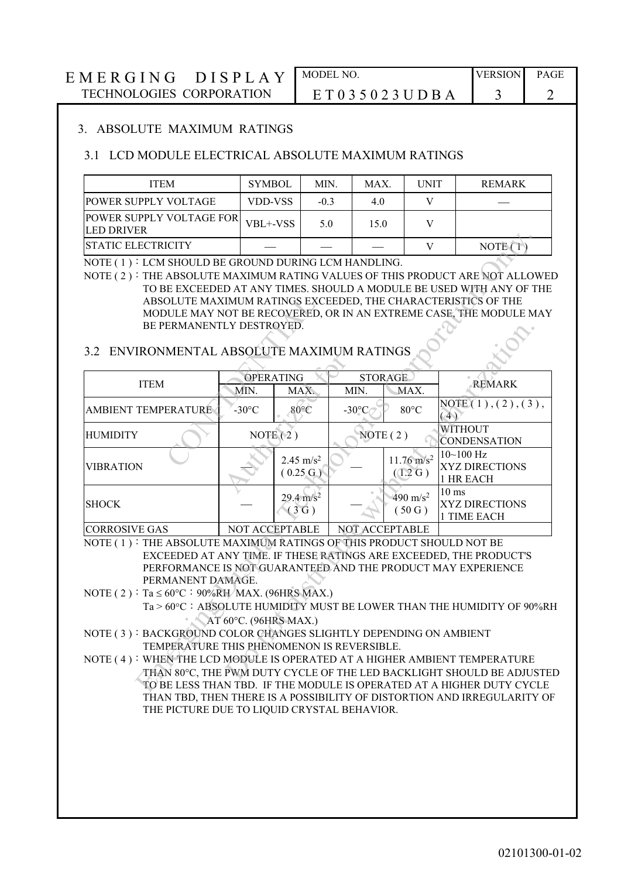## 3. ABSOLUTE MAXIMUM RATINGS

### 3.1 LCD MODULE ELECTRICAL ABSOLUTE MAXIMUM RATINGS

| ITEM | SYMBOL | MIN. | MAX. | UNIT | REMARK |
|---|---|---|---|---|---|
| POWER SUPPLY VOLTAGE | VDD-VSS | -0.3 | 4.0 | V | — |
| POWER SUPPLY VOLTAGE FOR LED DRIVER | VBL+-VSS | 5.0 | 15.0 | V | |
| STATIC ELECTRICITY | — | — | — | V | NOTE ( 1 ) |

NOTE ( 1 ) : LCM SHOULD BE GROUND DURING LCM HANDLING.

NOTE ( 2 ) : THE ABSOLUTE MAXIMUM RATING VALUES OF THIS PRODUCT ARE NOT ALLOWED TO BE EXCEEDED AT ANY TIMES. SHOULD A MODULE BE USED WITH ANY OF THE ABSOLUTE MAXIMUM RATINGS EXCEEDED, THE CHARACTERISTICS OF THE MODULE MAY NOT BE RECOVERED, OR IN AN EXTREME CASE, THE MODULE MAY BE PERMANENTLY DESTROYED.

### 3.2 ENVIRONMENTAL ABSOLUTE MAXIMUM RATINGS

| ITEM | OPERATING | | STORAGE | | REMARK |
|---|---|---|---|---|---|
| | MIN. | MAX. | MIN. | MAX. | |
| AMBIENT TEMPERATURE | -30°C | 80°C | -30°C | 80°C | NOTE ( 1 ) , ( 2 ) , ( 3 ) , ( 4 ) |
| HUMIDITY | NOTE ( 2 ) | | NOTE ( 2 ) | | WITHOUT CONDENSATION |
| VIBRATION | — | 2.45 $m/s^2$ ( 0.25 G ) | — | 11.76 $m/s^2$ ( 1.2 G ) | 10~100 Hz XYZ DIRECTIONS 1 HR EACH |
| SHOCK | — | 29.4 $m/s^2$ ( 3 G ) | — | 490 $m/s^2$ ( 50 G ) | 10 ms XYZ DIRECTIONS 1 TIME EACH |
| CORROSIVE GAS | NOT ACCEPTABLE | | NOT ACCEPTABLE | | |

NOTE ( 1 ) : THE ABSOLUTE MAXIMUM RATINGS OF THIS PRODUCT SHOULD NOT BE EXCEEDED AT ANY TIME. IF THESE RATINGS ARE EXCEEDED, THE PRODUCT'S PERFORMANCE IS NOT GUARANTEED AND THE PRODUCT MAY EXPERIENCE PERMANENT DAMAGE.

NOTE ( 2 ) : Ta ≤ 60°C : 90%RH MAX. (96HRS MAX.)
Ta > 60°C : ABSOLUTE HUMIDITY MUST BE LOWER THAN THE HUMIDITY OF 90%RH AT 60°C. (96HRS MAX.)

NOTE ( 3 ) : BACKGROUND COLOR CHANGES SLIGHTLY DEPENDING ON AMBIENT TEMPERATURE THIS PHENOMENON IS REVERSIBLE.

NOTE ( 4 ) : WHEN THE LCD MODULE IS OPERATED AT A HIGHER AMBIENT TEMPERATURE THAN 80°C, THE PWM DUTY CYCLE OF THE LED BACKLIGHT SHOULD BE ADJUSTED TO BE LESS THAN TBD. IF THE MODULE IS OPERATED AT A HIGHER DUTY CYCLE THAN TBD, THEN THERE IS A POSSIBILITY OF DISTORTION AND IRREGULARITY OF THE PICTURE DUE TO LIQUID CRYSTAL BEHAVIOR.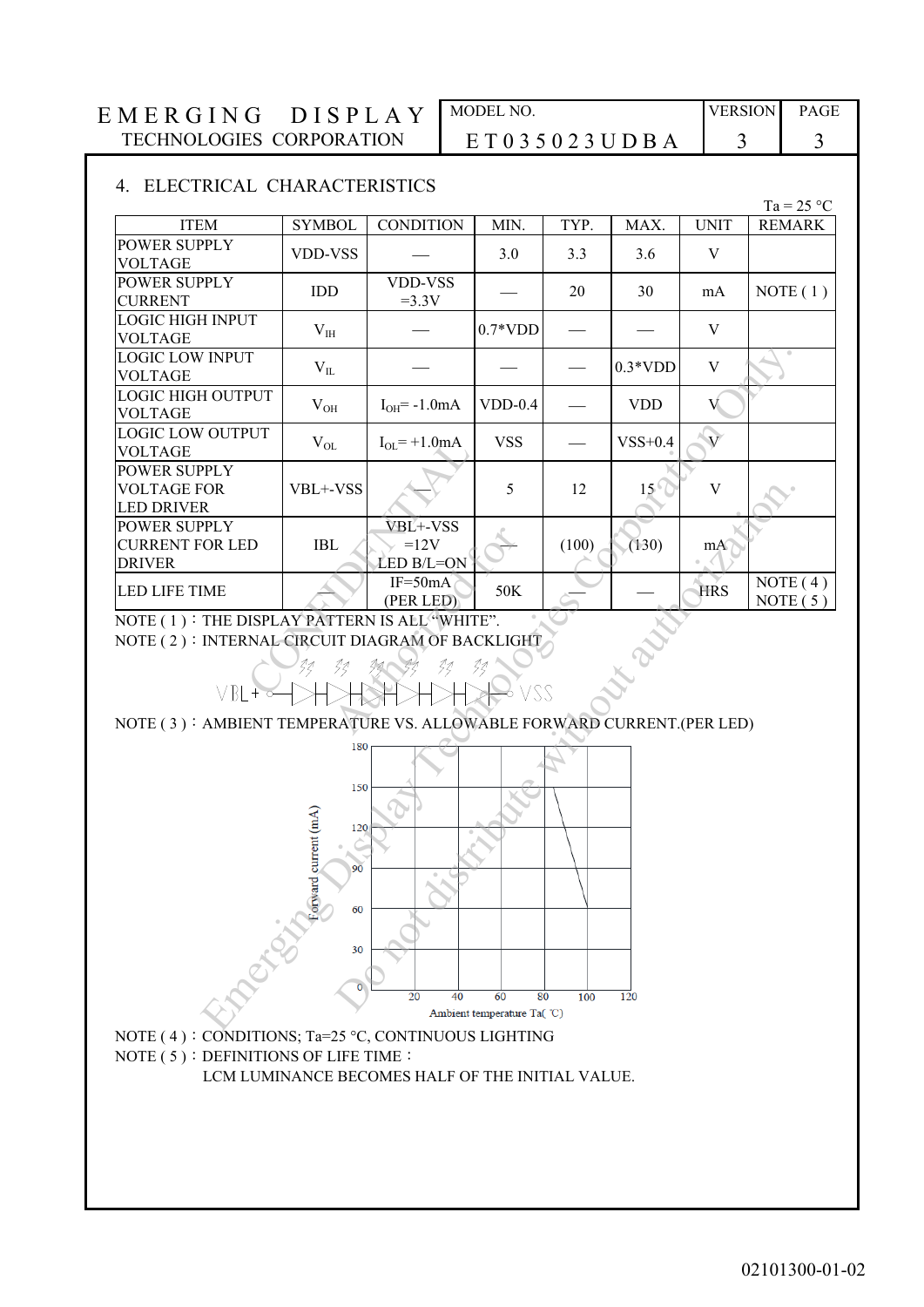## 4. ELECTRICAL CHARACTERISTICS

Ta = 25 °C

| ITEM | SYMBOL | CONDITION | MIN. | TYP. | MAX. | UNIT | REMARK |
|---|---|---|---|---|---|---|---|
| POWER SUPPLY VOLTAGE | VDD-VSS | — | 3.0 | 3.3 | 3.6 | V | |
| POWER SUPPLY CURRENT | IDD | VDD-VSS =3.3V | — | 20 | 30 | mA | NOTE ( 1 ) |
| LOGIC HIGH INPUT VOLTAGE | $V_{IH}$ | — | 0.7*VDD | — | — | V | |
| LOGIC LOW INPUT VOLTAGE | $V_{IL}$ | — | — | — | 0.3*VDD | V | |
| LOGIC HIGH OUTPUT VOLTAGE | $V_{OH}$ | $I_{OH}$= -1.0mA | VDD-0.4 | — | VDD | V | |
| LOGIC LOW OUTPUT VOLTAGE | $V_{OL}$ | $I_{OL}$= +1.0mA | VSS | — | VSS+0.4 | V | |
| POWER SUPPLY VOLTAGE FOR LED DRIVER | VBL+-VSS | — | 5 | 12 | 15 | V | |
| POWER SUPPLY CURRENT FOR LED DRIVER | IBL | VBL+-VSS =12V LED B/L=ON | — | (100) | (130) | mA | |
| LED LIFE TIME | — | IF=50mA (PER LED) | 50K | — | — | HRS | NOTE ( 4 ) NOTE ( 5 ) |

NOTE ( 1 )：THE DISPLAY PATTERN IS ALL "WHITE".

NOTE ( 2 )：INTERNAL CIRCUIT DIAGRAM OF BACKLIGHT

VBL+ ○—▷|—▷|—▷|—▷|—▷|—▷|—○ VSS

NOTE ( 3 )：AMBIENT TEMPERATURE VS. ALLOWABLE FORWARD CURRENT.(PER LED)

Forward current (mA) vs. Ambient temperature Ta( ℃)

NOTE ( 4 )：CONDITIONS; Ta=25 °C, CONTINUOUS LIGHTING

NOTE ( 5 )：DEFINITIONS OF LIFE TIME：

LCM LUMINANCE BECOMES HALF OF THE INITIAL VALUE.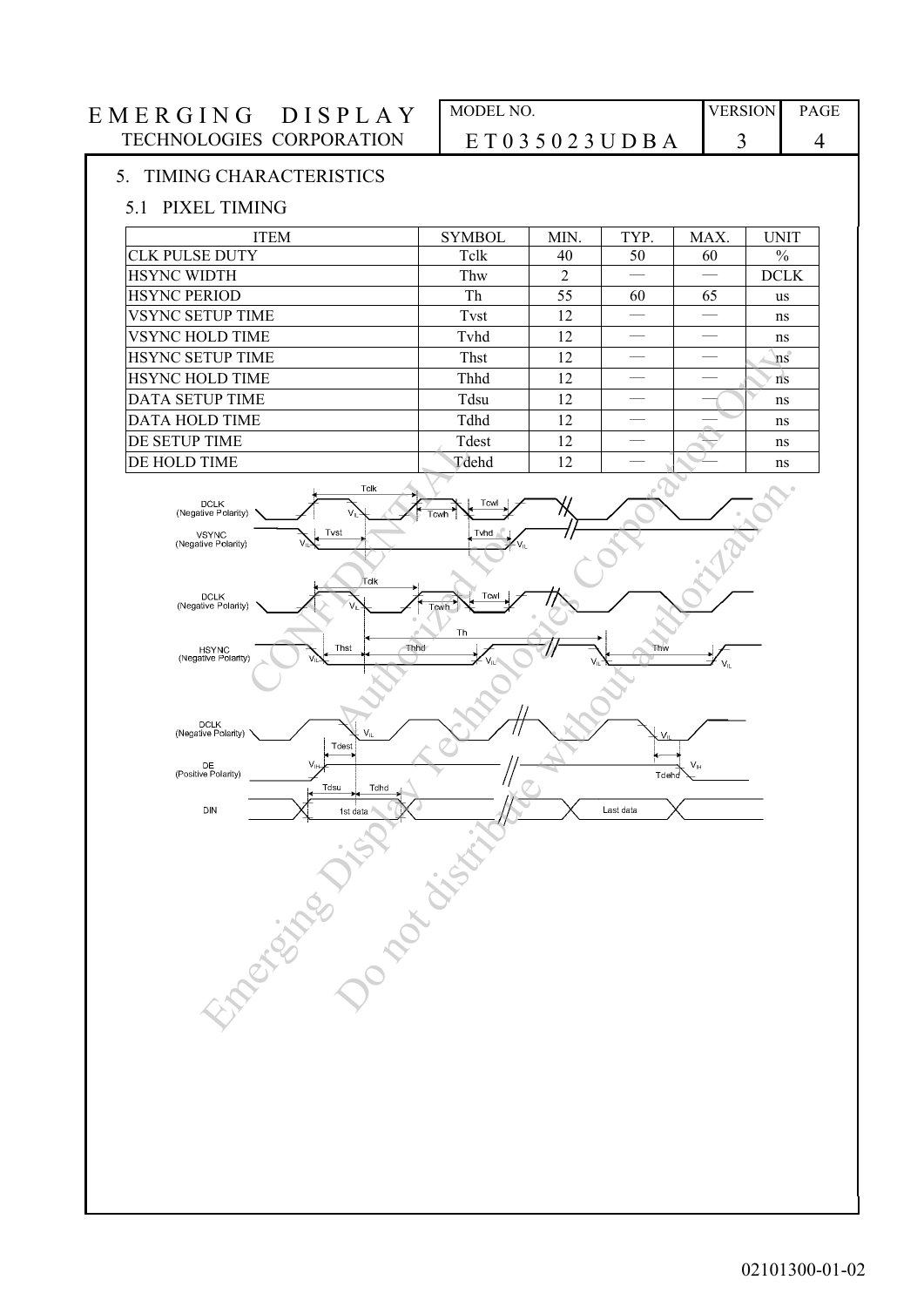## 5. TIMING CHARACTERISTICS

### 5.1 PIXEL TIMING

| ITEM | SYMBOL | MIN. | TYP. | MAX. | UNIT |
|---|---|---|---|---|---|
| CLK PULSE DUTY | Tclk | 40 | 50 | 60 | % |
| HSYNC WIDTH | Thw | 2 | — | — | DCLK |
| HSYNC PERIOD | Th | 55 | 60 | 65 | us |
| VSYNC SETUP TIME | Tvst | 12 | — | — | ns |
| VSYNC HOLD TIME | Tvhd | 12 | — | — | ns |
| HSYNC SETUP TIME | Thst | 12 | — | — | ns |
| HSYNC HOLD TIME | Thhd | 12 | — | — | ns |
| DATA SETUP TIME | Tdsu | 12 | — | — | ns |
| DATA HOLD TIME | Tdhd | 12 | — | — | ns |
| DE SETUP TIME | Tdest | 12 | — | — | ns |
| DE HOLD TIME | Tdehd | 12 | — | — | ns |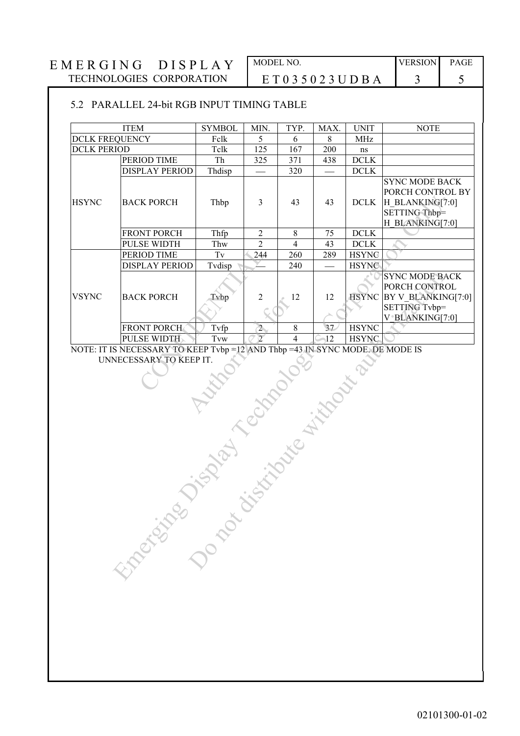## 5.2 PARALLEL 24-bit RGB INPUT TIMING TABLE

| ITEM | | SYMBOL | MIN. | TYP. | MAX. | UNIT | NOTE |
|---|---|---|---|---|---|---|---|
| DCLK FREQUENCY | | Fclk | 5 | 6 | 8 | MHz | |
| DCLK PERIOD | | Tclk | 125 | 167 | 200 | ns | |
| HSYNC | PERIOD TIME | Th | 325 | 371 | 438 | DCLK | |
| | DISPLAY PERIOD | Thdisp | — | 320 | — | DCLK | |
| | BACK PORCH | Thbp | 3 | 43 | 43 | DCLK | SYNC MODE BACK PORCH CONTROL BY H_BLANKING[7:0] SETTING Thbp= H_BLANKING[7:0] |
| | FRONT PORCH | Thfp | 2 | 8 | 75 | DCLK | |
| | PULSE WIDTH | Thw | 2 | 4 | 43 | DCLK | |
| VSYNC | PERIOD TIME | Tv | 244 | 260 | 289 | HSYNC | |
| | DISPLAY PERIOD | Tvdisp | — | 240 | — | HSYNC | |
| | BACK PORCH | Tvbp | 2 | 12 | 12 | HSYNC | SYNC MODE BACK PORCH CONTROL BY V_BLANKING[7:0] SETTING Tvbp= V_BLANKING[7:0] |
| | FRONT PORCH | Tvfp | 2 | 8 | 37 | HSYNC | |
| | PULSE WIDTH | Tvw | 2 | 4 | 12 | HSYNC | |

NOTE: IT IS NECESSARY TO KEEP Tvbp =12 AND Thbp =43 IN SYNC MODE. DE MODE IS UNNECESSARY TO KEEP IT.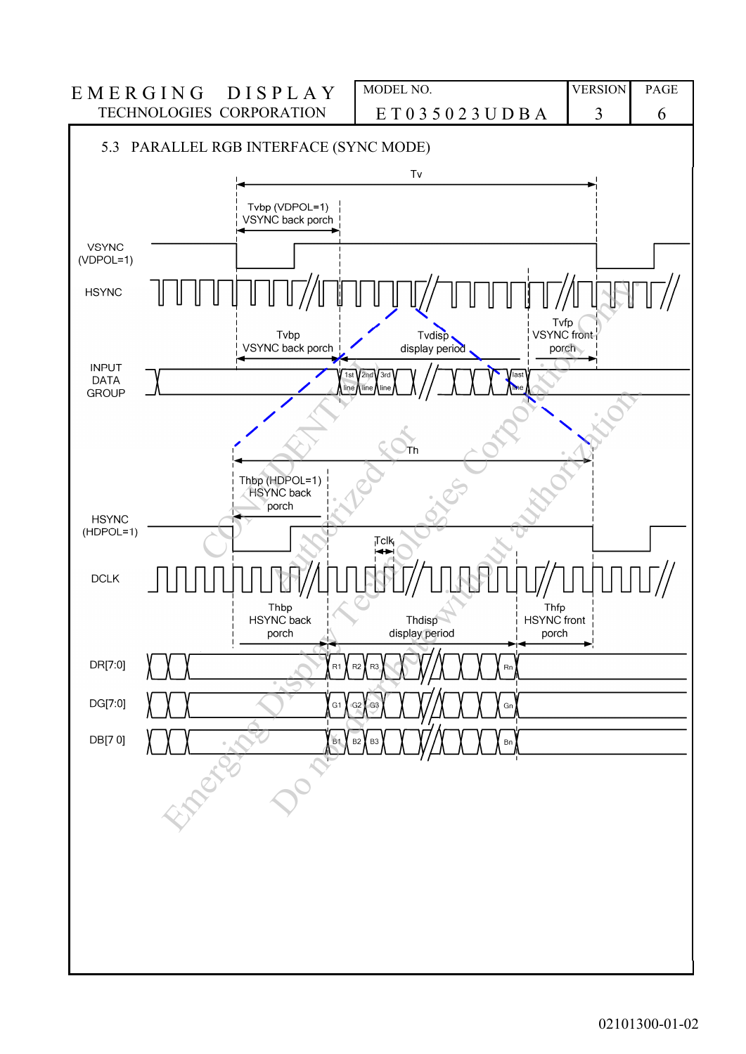## 5.3 PARALLEL RGB INTERFACE (SYNC MODE)

Tv

Tvbp (VDPOL=1)
VSYNC back porch

VSYNC
(VDPOL=1)

HSYNC

Tvbp
VSYNC back porch

Tvdisp
display period

Tvfp
VSYNC front
porch

INPUT
DATA
GROUP

1st line | 2nd line | 3rd line | last line

Th

Thbp (HDPOL=1)
HSYNC back
porch

HSYNC
(HDPOL=1)

Tclk

DCLK

Thbp
HSYNC back
porch

Thdisp
display period

Thfp
HSYNC front
porch

DR[7:0] R1 R2 R3 Rn

DG[7:0] G1 G2 G3 Gn

DB[7 0] B1 B2 B3 Bn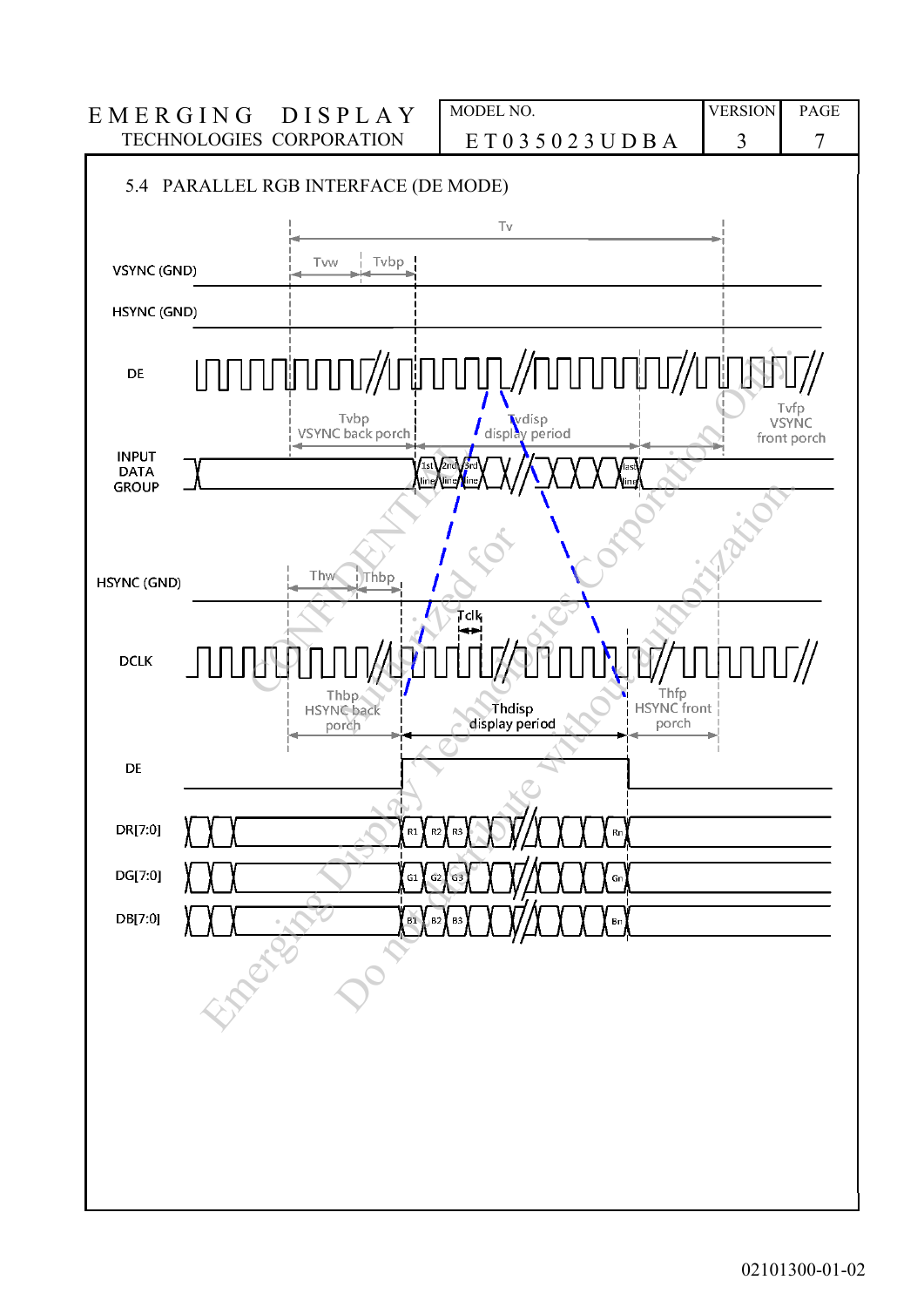## 5.4 PARALLEL RGB INTERFACE (DE MODE)

Tv

Tvw | Tvbp

VSYNC (GND)

HSYNC (GND)

DE

Tvbp
VSYNC back porch

Tvdisp
display period

Tvfp
VSYNC
front porch

INPUT
DATA
GROUP

1st line | 2nd line | 3rd line | last line

HSYNC (GND)

Thw | Thbp

Tclk

DCLK

Thbp
HSYNC back
porch

Thdisp
display period

Thfp
HSYNC front
porch

DE

DR[7:0] R1 R2 R3 Rn

DG[7:0] G1 G2 G3 Gn

DB[7:0] B1 B2 B3 Bn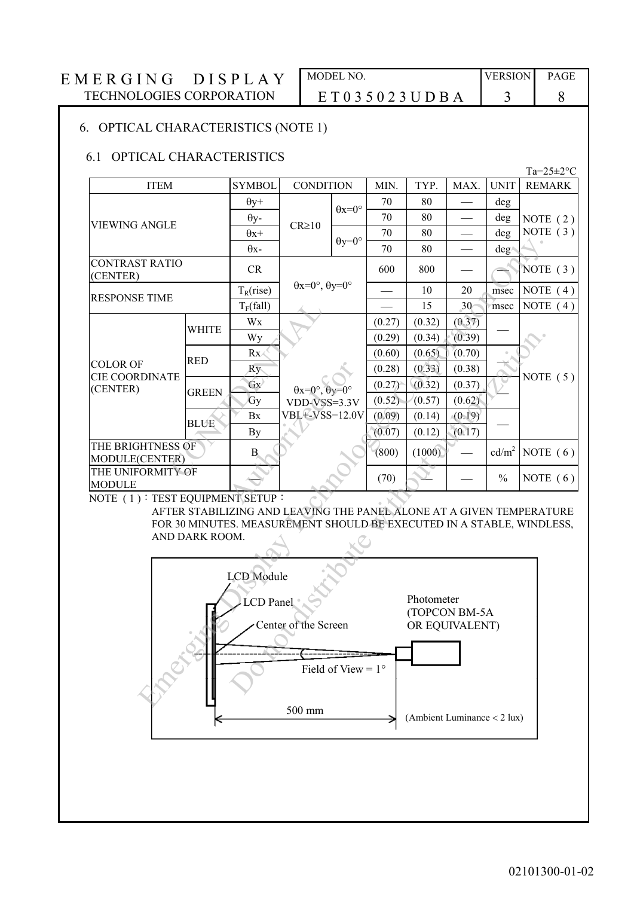## 6. OPTICAL CHARACTERISTICS (NOTE 1)

### 6.1 OPTICAL CHARACTERISTICS

Ta=25±2°C

| ITEM | | SYMBOL | CONDITION | | MIN. | TYP. | MAX. | UNIT | REMARK |
|---|---|---|---|---|---|---|---|---|---|
| VIEWING ANGLE | | θy+ | CR≥10 | θx=0° | 70 | 80 | — | deg | NOTE (2) NOTE (3) |
| | | θy- | | | 70 | 80 | — | deg | |
| | | θx+ | | θy=0° | 70 | 80 | — | deg | |
| | | θx- | | | 70 | 80 | — | deg | |
| CONTRAST RATIO (CENTER) | | CR | θx=0°, θy=0° | | 600 | 800 | — | — | NOTE (3) |
| RESPONSE TIME | | $T_R$(rise) | | | — | 10 | 20 | msec | NOTE (4) |
| | | $T_F$(fall) | | | — | 15 | 30 | msec | NOTE (4) |
| COLOR OF CIE COORDINATE (CENTER) | WHITE | Wx | θx=0°, θy=0° VDD-VSS=3.3V VBL+-VSS=12.0V | | (0.27) | (0.32) | (0.37) | — | NOTE (5) |
| | | Wy | | | (0.29) | (0.34) | (0.39) | | |
| | RED | Rx | | | (0.60) | (0.65) | (0.70) | — | |
| | | Ry | | | (0.28) | (0.33) | (0.38) | | |
| | GREEN | Gx | | | (0.27) | (0.32) | (0.37) | — | |
| | | Gy | | | (0.52) | (0.57) | (0.62) | | |
| | BLUE | Bx | | | (0.09) | (0.14) | (0.19) | — | |
| | | By | | | (0.07) | (0.12) | (0.17) | | |
| THE BRIGHTNESS OF MODULE(CENTER) | | B | | | (800) | (1000) | — | cd/m$^2$ | NOTE (6) |
| THE UNIFORMITY OF MODULE | | — | | | (70) | — | — | % | NOTE (6) |

NOTE (1)：TEST EQUIPMENT SETUP：

AFTER STABILIZING AND LEAVING THE PANEL ALONE AT A GIVEN TEMPERATURE FOR 30 MINUTES. MEASUREMENT SHOULD BE EXECUTED IN A STABLE, WINDLESS, AND DARK ROOM.

LCD Module
LCD Panel
Center of the Screen
Photometer (TOPCON BM-5A OR EQUIVALENT)
Field of View = 1°
500 mm
(Ambient Luminance < 2 lux)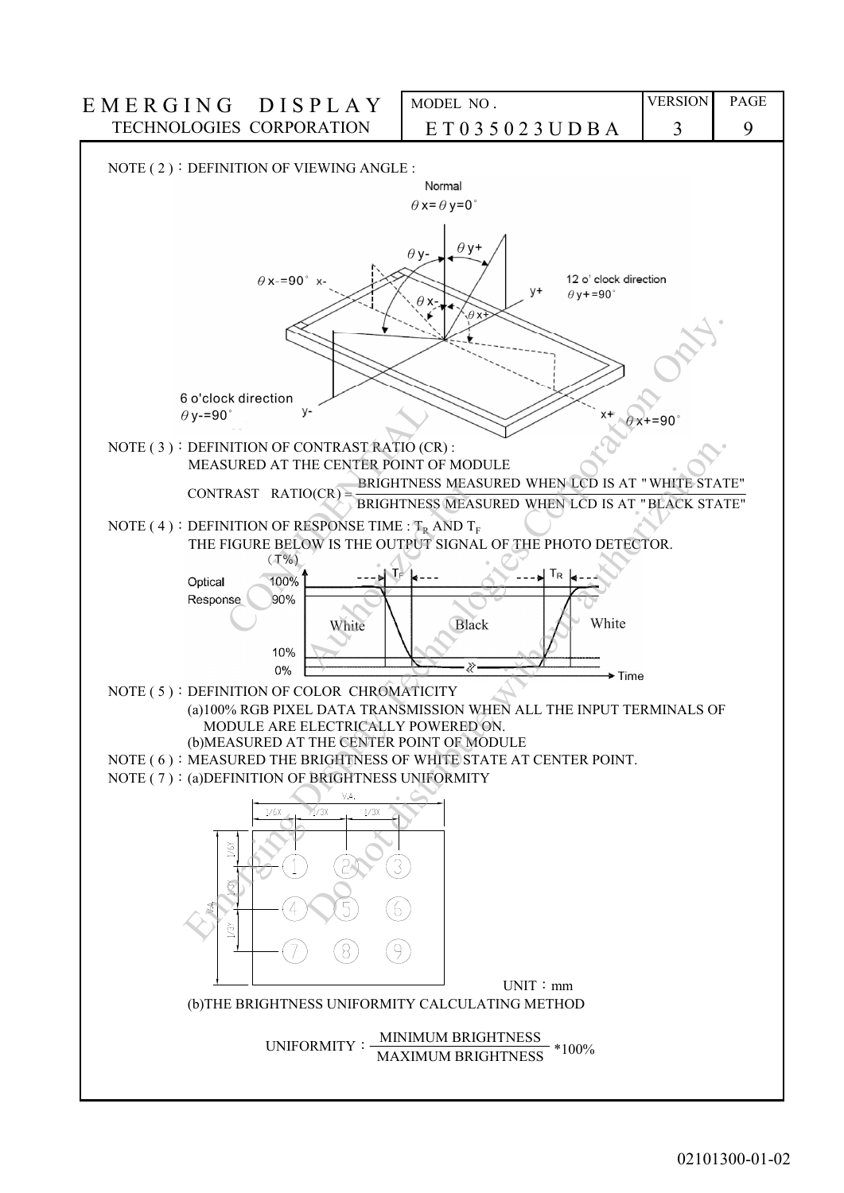NOTE ( 2 ) : DEFINITION OF VIEWING ANGLE :

NOTE ( 3 ) : DEFINITION OF CONTRAST RATIO (CR) :
MEASURED AT THE CENTER POINT OF MODULE

$$\text{CONTRAST RATIO(CR)} = \frac{\text{BRIGHTNESS MEASURED WHEN LCD IS AT "WHITE STATE"}}{\text{BRIGHTNESS MEASURED WHEN LCD IS AT "BLACK STATE"}}$$

NOTE ( 4 ) : DEFINITION OF RESPONSE TIME : $T_R$ AND $T_F$
THE FIGURE BELOW IS THE OUTPUT SIGNAL OF THE PHOTO DETECTOR.

NOTE ( 5 ) : DEFINITION OF COLOR CHROMATICITY
(a)100% RGB PIXEL DATA TRANSMISSION WHEN ALL THE INPUT TERMINALS OF MODULE ARE ELECTRICALLY POWERED ON.
(b)MEASURED AT THE CENTER POINT OF MODULE

NOTE ( 6 ) : MEASURED THE BRIGHTNESS OF WHITE STATE AT CENTER POINT.

NOTE ( 7 ) : (a)DEFINITION OF BRIGHTNESS UNIFORMITY

UNIT : mm

(b)THE BRIGHTNESS UNIFORMITY CALCULATING METHOD

$$\text{UNIFORMITY} : \frac{\text{MINIMUM BRIGHTNESS}}{\text{MAXIMUM BRIGHTNESS}} * 100\%$$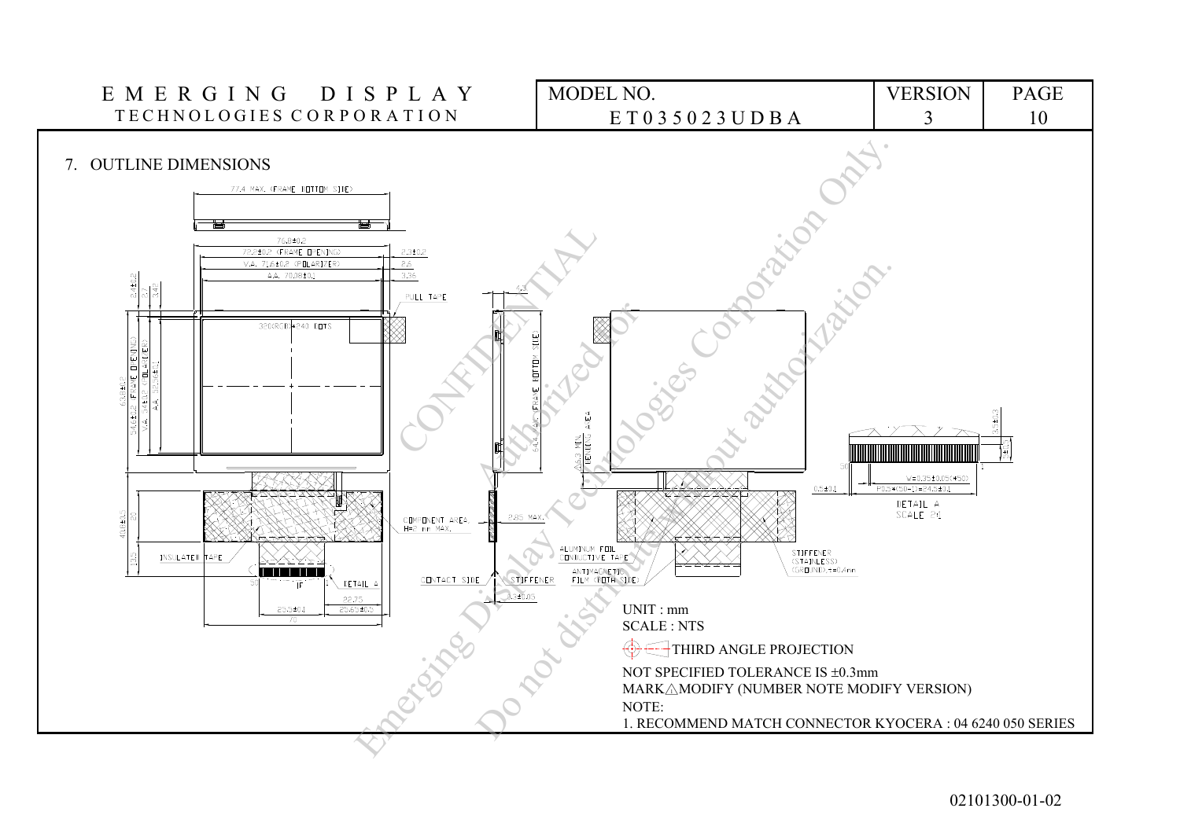## 7. OUTLINE DIMENSIONS

UNIT : mm

SCALE : NTS

THIRD ANGLE PROJECTION

NOT SPECIFIED TOLERANCE IS ±0.3mm

MARK△MODIFY (NUMBER NOTE MODIFY VERSION)

NOTE:

1. RECOMMEND MATCH CONNECTOR KYOCERA : 04 6240 050 SERIES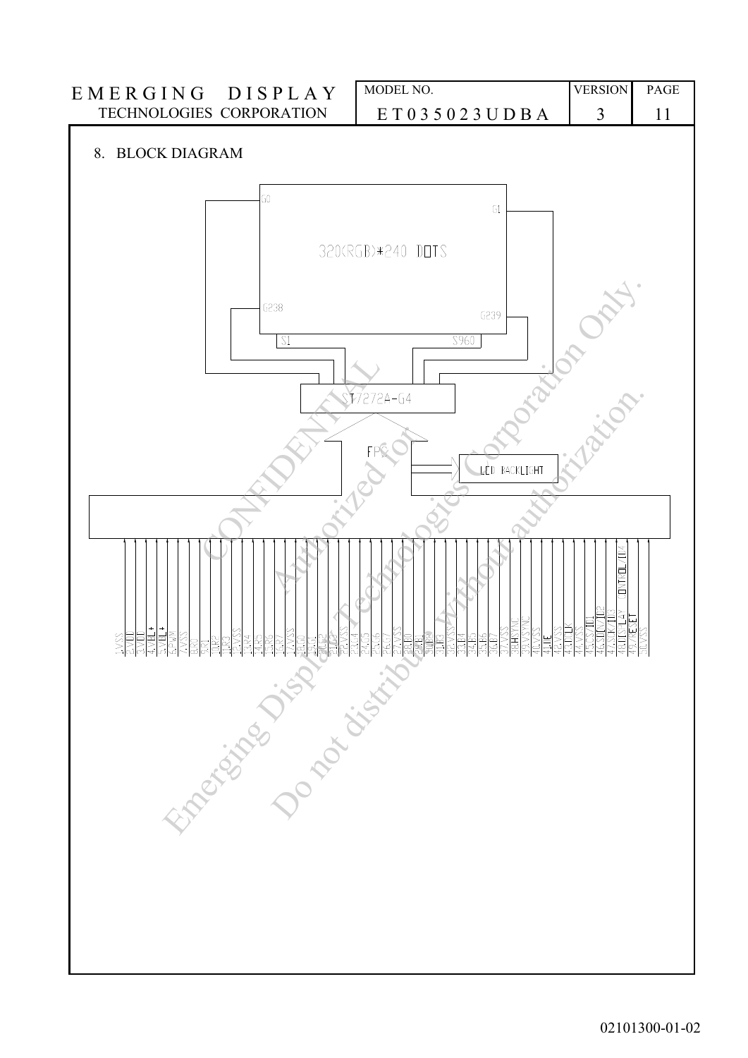## 8. BLOCK DIAGRAM

G0

G1

320(RGB)*240 DOTS

G238

G239

S1

S960

ST7272A-G4

FPC

LED BACKLIGHT

1.VSS 2.VDD 3.VDD 4.VBL+ 5.VBL+ 6.PWM 7.VSS 8.R0 9.R1 10.R2 11.R3 12.VSS 13.R4 14.R5 15.R6 16.R7 17.VSS 18.G0 19.G1 20.G2 21.G3 22.VSS 23.G4 24.G5 25.G6 26.G7 27.VSS 28.B0 29.B1 30.B2 31.B3 32.VSS 33.B4 34.B5 35.B6 36.B7 37.VSS 38.HSYNC 39.VSYNC 40.VSS 41.DE 42.VSS 43.DCLK 44.VSS 45.CS/ID1 46.SDC/ID2 47.SCK/ID3 48.VBL-/ID4 49.RESET 50.VSS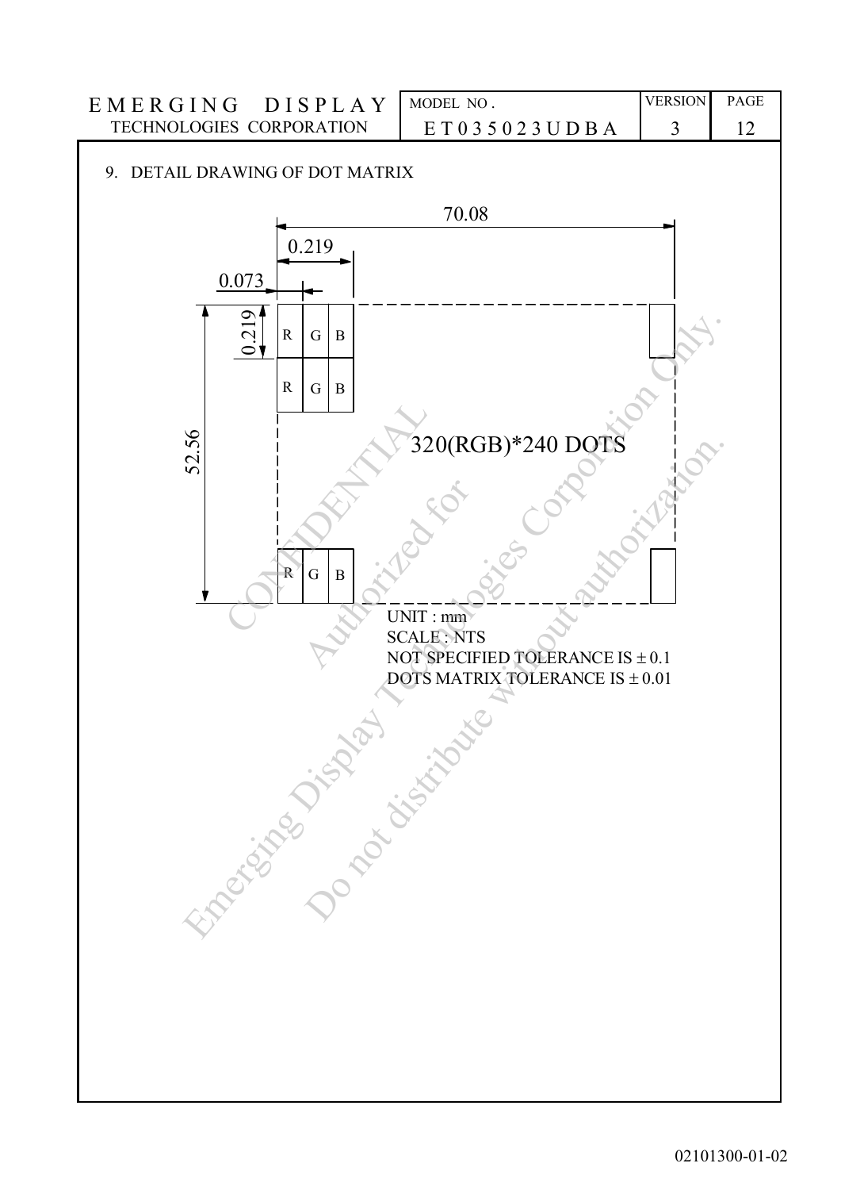## 9. DETAIL DRAWING OF DOT MATRIX

70.08

0.219

0.073

0.219

52.56

| R | G | B |
|---|---|---|
| R | G | B |

320(RGB)*240 DOTS

| R | G | B |
|---|---|---|

UNIT : mm
SCALE : NTS
NOT SPECIFIED TOLERANCE IS ± 0.1
DOTS MATRIX TOLERANCE IS ± 0.01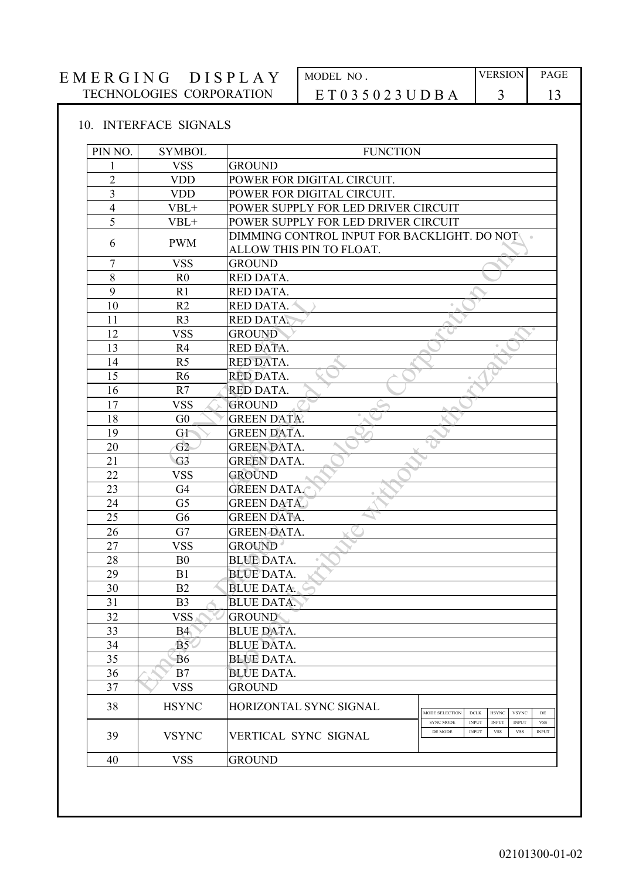## 10. INTERFACE SIGNALS

| PIN NO. | SYMBOL | FUNCTION |
|---|---|---|
| 1 | VSS | GROUND |
| 2 | VDD | POWER FOR DIGITAL CIRCUIT. |
| 3 | VDD | POWER FOR DIGITAL CIRCUIT. |
| 4 | VBL+ | POWER SUPPLY FOR LED DRIVER CIRCUIT |
| 5 | VBL+ | POWER SUPPLY FOR LED DRIVER CIRCUIT |
| 6 | PWM | DIMMING CONTROL INPUT FOR BACKLIGHT. DO NOT ALLOW THIS PIN TO FLOAT. |
| 7 | VSS | GROUND |
| 8 | R0 | RED DATA. |
| 9 | R1 | RED DATA. |
| 10 | R2 | RED DATA. |
| 11 | R3 | RED DATA. |
| 12 | VSS | GROUND |
| 13 | R4 | RED DATA. |
| 14 | R5 | RED DATA. |
| 15 | R6 | RED DATA. |
| 16 | R7 | RED DATA. |
| 17 | VSS | GROUND |
| 18 | G0 | GREEN DATA. |
| 19 | G1 | GREEN DATA. |
| 20 | G2 | GREEN DATA. |
| 21 | G3 | GREEN DATA. |
| 22 | VSS | GROUND |
| 23 | G4 | GREEN DATA. |
| 24 | G5 | GREEN DATA. |
| 25 | G6 | GREEN DATA. |
| 26 | G7 | GREEN DATA. |
| 27 | VSS | GROUND |
| 28 | B0 | BLUE DATA. |
| 29 | B1 | BLUE DATA. |
| 30 | B2 | BLUE DATA. |
| 31 | B3 | BLUE DATA. |
| 32 | VSS | GROUND |
| 33 | B4 | BLUE DATA. |
| 34 | B5 | BLUE DATA. |
| 35 | B6 | BLUE DATA. |
| 36 | B7 | BLUE DATA. |
| 37 | VSS | GROUND |
| 38 | HSYNC | HORIZONTAL SYNC SIGNAL |
| 39 | VSYNC | VERTICAL SYNC SIGNAL |
| 40 | VSS | GROUND |

| MODE SELECTION | DCLK | HSYNC | VSYNC | DE |
|---|---|---|---|---|
| SYNC MODE | INPUT | INPUT | INPUT | VSS |
| DE MODE | INPUT | VSS | VSS | INPUT |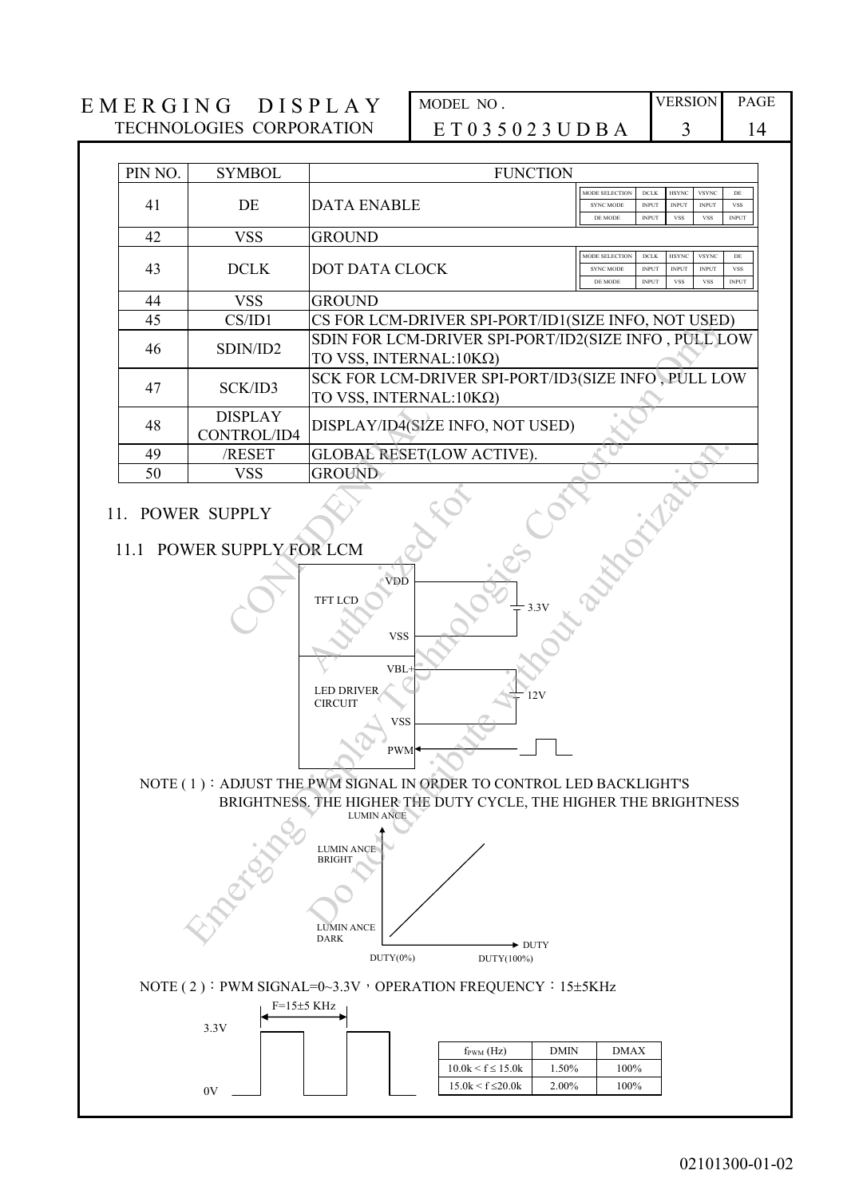| PIN NO. | SYMBOL | FUNCTION |
|---|---|---|
| 41 | DE | DATA ENABLE (MODE SELECTION / DCLK / HSYNC / VSYNC / DE; SYNC MODE: INPUT / INPUT / INPUT / VSS; DE MODE: INPUT / VSS / VSS / INPUT) |
| 42 | VSS | GROUND |
| 43 | DCLK | DOT DATA CLOCK (MODE SELECTION / DCLK / HSYNC / VSYNC / DE; SYNC MODE: INPUT / INPUT / INPUT / VSS; DE MODE: INPUT / VSS / VSS / INPUT) |
| 44 | VSS | GROUND |
| 45 | CS/ID1 | CS FOR LCM-DRIVER SPI-PORT/ID1(SIZE INFO, NOT USED) |
| 46 | SDIN/ID2 | SDIN FOR LCM-DRIVER SPI-PORT/ID2(SIZE INFO , PULL LOW TO VSS, INTERNAL:10KΩ) |
| 47 | SCK/ID3 | SCK FOR LCM-DRIVER SPI-PORT/ID3(SIZE INFO , PULL LOW TO VSS, INTERNAL:10KΩ) |
| 48 | DISPLAY CONTROL/ID4 | DISPLAY/ID4(SIZE INFO, NOT USED) |
| 49 | /RESET | GLOBAL RESET(LOW ACTIVE). |
| 50 | VSS | GROUND |

## 11. POWER SUPPLY

### 11.1 POWER SUPPLY FOR LCM

TFT LCD: VDD, VSS — 3.3V

LED DRIVER CIRCUIT: VBL+, VSS — 12V; PWM

NOTE ( 1 )：ADJUST THE PWM SIGNAL IN ORDER TO CONTROL LED BACKLIGHT'S BRIGHTNESS. THE HIGHER THE DUTY CYCLE, THE HIGHER THE BRIGHTNESS

LUMIN ANCE; LUMIN ANCE BRIGHT; LUMIN ANCE DARK; DUTY(0%); DUTY(100%); DUTY

NOTE ( 2 )：PWM SIGNAL=0~3.3V，OPERATION FREQUENCY：15±5KHz

F=15±5 KHz; 3.3V; 0V

| $f_{PWM}$ (Hz) | DMIN | DMAX |
|---|---|---|
| 10.0k < f ≤ 15.0k | 1.50% | 100% |
| 15.0k < f ≤20.0k | 2.00% | 100% |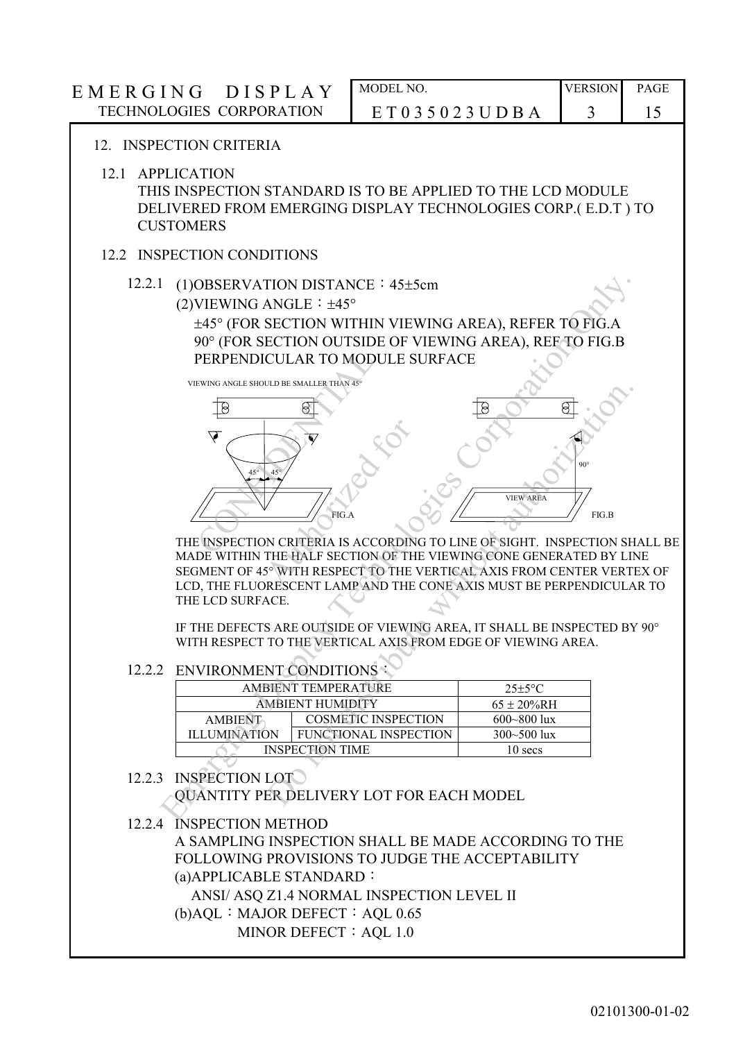## 12. INSPECTION CRITERIA

### 12.1 APPLICATION

THIS INSPECTION STANDARD IS TO BE APPLIED TO THE LCD MODULE DELIVERED FROM EMERGING DISPLAY TECHNOLOGIES CORP.( E.D.T ) TO CUSTOMERS

### 12.2 INSPECTION CONDITIONS

12.2.1 (1)OBSERVATION DISTANCE：45±5cm

(2)VIEWING ANGLE：±45°

±45° (FOR SECTION WITHIN VIEWING AREA), REFER TO FIG.A
90° (FOR SECTION OUTSIDE OF VIEWING AREA), REF TO FIG.B
PERPENDICULAR TO MODULE SURFACE

VIEWING ANGLE SHOULD BE SMALLER THAN 45°

45° 45° FIG.A

90° VIEW AREA FIG.B

THE INSPECTION CRITERIA IS ACCORDING TO LINE OF SIGHT. INSPECTION SHALL BE MADE WITHIN THE HALF SECTION OF THE VIEWING CONE GENERATED BY LINE SEGMENT OF 45° WITH RESPECT TO THE VERTICAL AXIS FROM CENTER VERTEX OF LCD, THE FLUORESCENT LAMP AND THE CONE AXIS MUST BE PERPENDICULAR TO THE LCD SURFACE.

IF THE DEFECTS ARE OUTSIDE OF VIEWING AREA, IT SHALL BE INSPECTED BY 90° WITH RESPECT TO THE VERTICAL AXIS FROM EDGE OF VIEWING AREA.

12.2.2 ENVIRONMENT CONDITIONS：

| AMBIENT TEMPERATURE | | 25±5°C |
|---|---|---|
| AMBIENT HUMIDITY | | 65 ± 20%RH |
| AMBIENT ILLUMINATION | COSMETIC INSPECTION | 600~800 lux |
| | FUNCTIONAL INSPECTION | 300~500 lux |
| INSPECTION TIME | | 10 secs |

12.2.3 INSPECTION LOT

QUANTITY PER DELIVERY LOT FOR EACH MODEL

12.2.4 INSPECTION METHOD

A SAMPLING INSPECTION SHALL BE MADE ACCORDING TO THE FOLLOWING PROVISIONS TO JUDGE THE ACCEPTABILITY

(a)APPLICABLE STANDARD：

ANSI/ ASQ Z1.4 NORMAL INSPECTION LEVEL II

(b)AQL：MAJOR DEFECT：AQL 0.65
MINOR DEFECT：AQL 1.0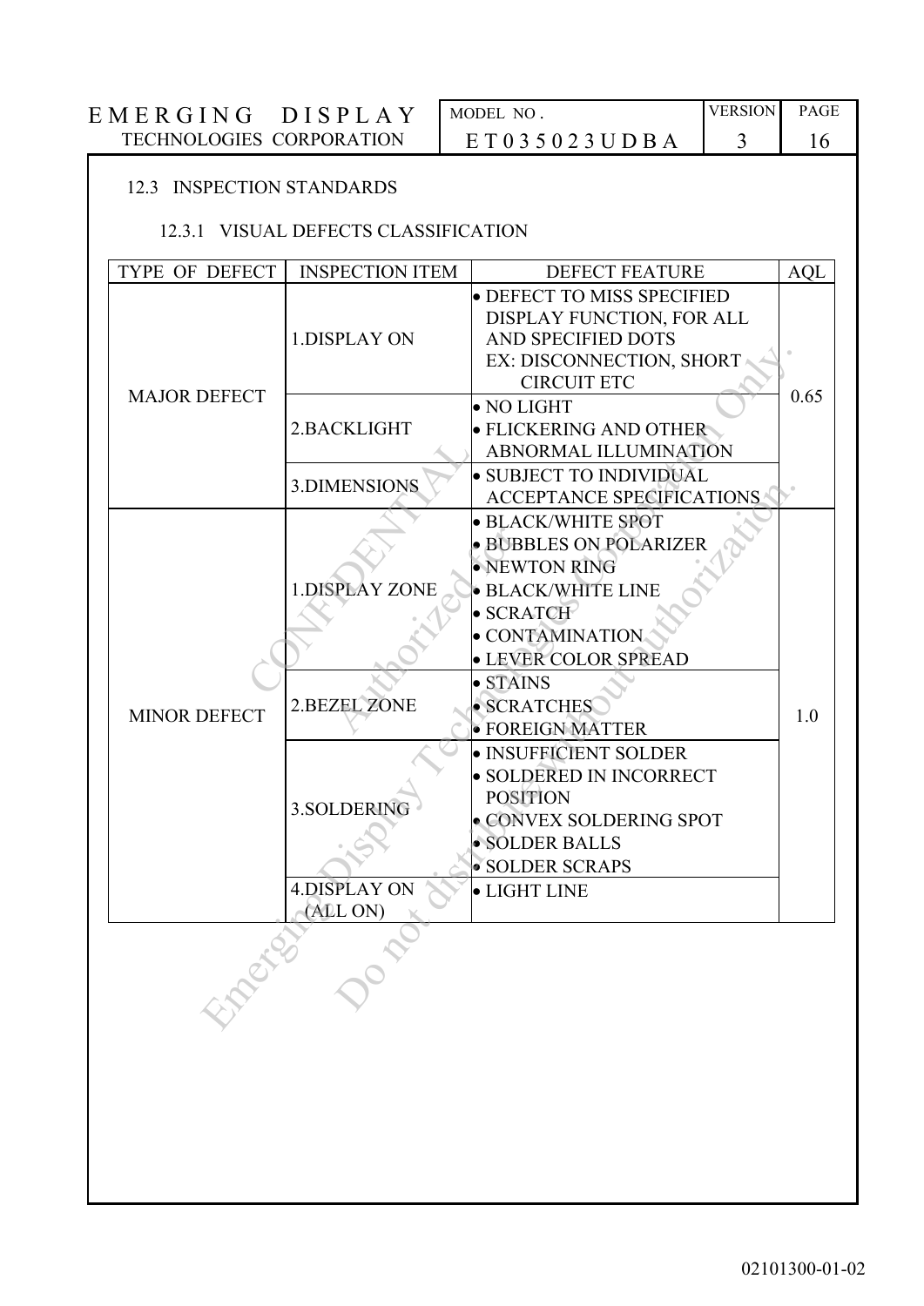## 12.3 INSPECTION STANDARDS

### 12.3.1 VISUAL DEFECTS CLASSIFICATION

| TYPE OF DEFECT | INSPECTION ITEM | DEFECT FEATURE | AQL |
|---|---|---|---|
| MAJOR DEFECT | 1.DISPLAY ON | • DEFECT TO MISS SPECIFIED DISPLAY FUNCTION, FOR ALL AND SPECIFIED DOTS<br>EX: DISCONNECTION, SHORT CIRCUIT ETC | 0.65 |
| | 2.BACKLIGHT | • NO LIGHT<br>• FLICKERING AND OTHER ABNORMAL ILLUMINATION | |
| | 3.DIMENSIONS | • SUBJECT TO INDIVIDUAL ACCEPTANCE SPECIFICATIONS | |
| MINOR DEFECT | 1.DISPLAY ZONE | • BLACK/WHITE SPOT<br>• BUBBLES ON POLARIZER<br>• NEWTON RING<br>• BLACK/WHITE LINE<br>• SCRATCH<br>• CONTAMINATION<br>• LEVER COLOR SPREAD | 1.0 |
| | 2.BEZEL ZONE | • STAINS<br>• SCRATCHES<br>• FOREIGN MATTER | |
| | 3.SOLDERING | • INSUFFICIENT SOLDER<br>• SOLDERED IN INCORRECT POSITION<br>• CONVEX SOLDERING SPOT<br>• SOLDER BALLS<br>• SOLDER SCRAPS | |
| | 4.DISPLAY ON (ALL ON) | • LIGHT LINE | |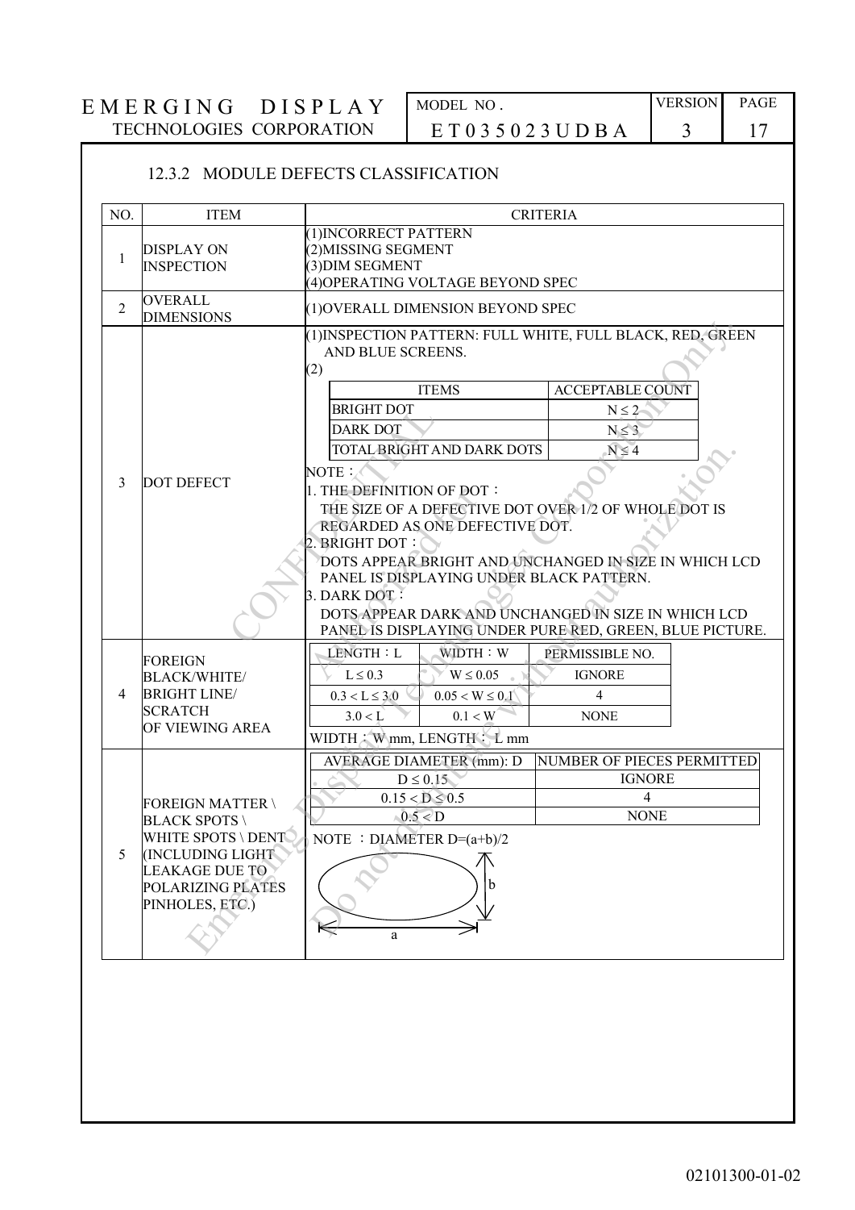### 12.3.2 MODULE DEFECTS CLASSIFICATION

| NO. | ITEM | CRITERIA |
|---|---|---|
| 1 | DISPLAY ON INSPECTION | (1)INCORRECT PATTERN<br>(2)MISSING SEGMENT<br>(3)DIM SEGMENT<br>(4)OPERATING VOLTAGE BEYOND SPEC |
| 2 | OVERALL DIMENSIONS | (1)OVERALL DIMENSION BEYOND SPEC |
| 3 | DOT DEFECT | (1)INSPECTION PATTERN: FULL WHITE, FULL BLACK, RED, GREEN AND BLUE SCREENS.<br>(2) see table below |
| 4 | FOREIGN BLACK/WHITE/ BRIGHT LINE/ SCRATCH OF VIEWING AREA | see table below |
| 5 | FOREIGN MATTER \ BLACK SPOTS \ WHITE SPOTS \ DENT (INCLUDING LIGHT LEAKAGE DUE TO POLARIZING PLATES PINHOLES, ETC.) | see table below |

**3. DOT DEFECT (2):**

| ITEMS | ACCEPTABLE COUNT |
|---|---|
| BRIGHT DOT | $N \leq 2$ |
| DARK DOT | $N \leq 3$ |
| TOTAL BRIGHT AND DARK DOTS | $N \leq 4$ |

NOTE：
1. THE DEFINITION OF DOT：
   THE SIZE OF A DEFECTIVE DOT OVER 1/2 OF WHOLE DOT IS REGARDED AS ONE DEFECTIVE DOT.
2. BRIGHT DOT：
   DOTS APPEAR BRIGHT AND UNCHANGED IN SIZE IN WHICH LCD PANEL IS DISPLAYING UNDER BLACK PATTERN.
3. DARK DOT：
   DOTS APPEAR DARK AND UNCHANGED IN SIZE IN WHICH LCD PANEL IS DISPLAYING UNDER PURE RED, GREEN, BLUE PICTURE.

**4. FOREIGN BLACK/WHITE/BRIGHT LINE/SCRATCH OF VIEWING AREA:**

| LENGTH：L | WIDTH：W | PERMISSIBLE NO. |
|---|---|---|
| $L \leq 0.3$ | $W \leq 0.05$ | IGNORE |
| $0.3 < L \leq 3.0$ | $0.05 < W \leq 0.1$ | 4 |
| $3.0 < L$ | $0.1 < W$ | NONE |

WIDTH：W mm, LENGTH：L mm

**5. FOREIGN MATTER \ BLACK SPOTS \ WHITE SPOTS \ DENT:**

| AVERAGE DIAMETER (mm): D | NUMBER OF PIECES PERMITTED |
|---|---|
| $D \leq 0.15$ | IGNORE |
| $0.15 < D \leq 0.5$ | 4 |
| $0.5 < D$ | NONE |

NOTE：DIAMETER $D=(a+b)/2$

a, b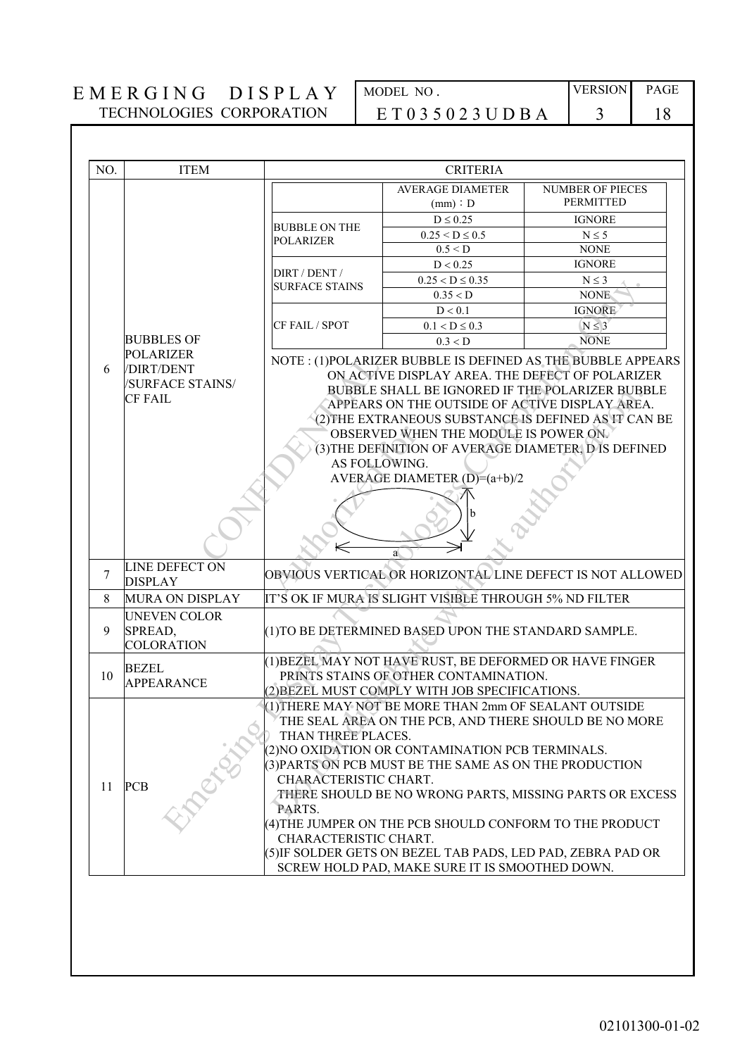| NO. | ITEM | CRITERIA |
| --- | --- | --- |
| 6 | BUBBLES OF POLARIZER /DIRT/DENT /SURFACE STAINS/ CF FAIL | (see table and notes below) |
| 7 | LINE DEFECT ON DISPLAY | OBVIOUS VERTICAL OR HORIZONTAL LINE DEFECT IS NOT ALLOWED |
| 8 | MURA ON DISPLAY | IT'S OK IF MURA IS SLIGHT VISIBLE THROUGH 5% ND FILTER |
| 9 | UNEVEN COLOR SPREAD, COLORATION | (1)TO BE DETERMINED BASED UPON THE STANDARD SAMPLE. |
| 10 | BEZEL APPEARANCE | (1)BEZEL MAY NOT HAVE RUST, BE DEFORMED OR HAVE FINGER PRINTS STAINS OF OTHER CONTAMINATION.<br>(2)BEZEL MUST COMPLY WITH JOB SPECIFICATIONS. |
| 11 | PCB | (1)THERE MAY NOT BE MORE THAN 2mm OF SEALANT OUTSIDE THE SEAL AREA ON THE PCB, AND THERE SHOULD BE NO MORE THAN THREE PLACES.<br>(2)NO OXIDATION OR CONTAMINATION PCB TERMINALS.<br>(3)PARTS ON PCB MUST BE THE SAME AS ON THE PRODUCTION CHARACTERISTIC CHART. THERE SHOULD BE NO WRONG PARTS, MISSING PARTS OR EXCESS PARTS.<br>(4)THE JUMPER ON THE PCB SHOULD CONFORM TO THE PRODUCT CHARACTERISTIC CHART.<br>(5)IF SOLDER GETS ON BEZEL TAB PADS, LED PAD, ZEBRA PAD OR SCREW HOLD PAD, MAKE SURE IT IS SMOOTHED DOWN. |

Criteria for item 6:

| | AVERAGE DIAMETER (mm) : D | NUMBER OF PIECES PERMITTED |
| --- | --- | --- |
| BUBBLE ON THE POLARIZER | $D \leq 0.25$ | IGNORE |
| | $0.25 < D \leq 0.5$ | $N \leq 5$ |
| | $0.5 < D$ | NONE |
| DIRT / DENT / SURFACE STAINS | $D < 0.25$ | IGNORE |
| | $0.25 < D \leq 0.35$ | $N \leq 3$ |
| | $0.35 < D$ | NONE |
| CF FAIL / SPOT | $D < 0.1$ | IGNORE |
| | $0.1 < D \leq 0.3$ | $N \leq 3$ |
| | $0.3 < D$ | NONE |

NOTE : (1)POLARIZER BUBBLE IS DEFINED AS THE BUBBLE APPEARS ON ACTIVE DISPLAY AREA. THE DEFECT OF POLARIZER BUBBLE SHALL BE IGNORED IF THE POLARIZER BUBBLE APPEARS ON THE OUTSIDE OF ACTIVE DISPLAY AREA.
(2)THE EXTRANEOUS SUBSTANCE IS DEFINED AS IT CAN BE OBSERVED WHEN THE MODULE IS POWER ON.
(3)THE DEFINITION OF AVERAGE DIAMETER, D IS DEFINED AS FOLLOWING.
AVERAGE DIAMETER $(D)=(a+b)/2$

02101300-01-02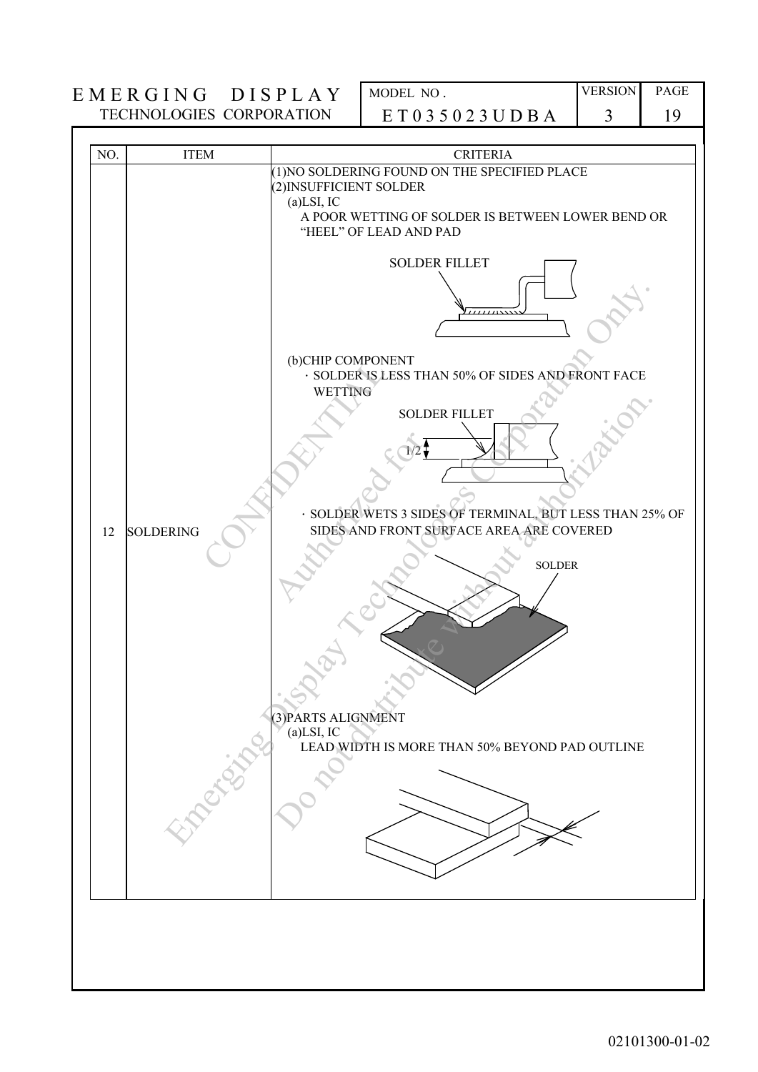| NO. | ITEM | CRITERIA |
|---|---|---|
| 12 | SOLDERING | (1)NO SOLDERING FOUND ON THE SPECIFIED PLACE<br>(2)INSUFFICIENT SOLDER<br>(a)LSI, IC<br>A POOR WETTING OF SOLDER IS BETWEEN LOWER BEND OR "HEEL" OF LEAD AND PAD<br>SOLDER FILLET<br>(b)CHIP COMPONENT<br>· SOLDER IS LESS THAN 50% OF SIDES AND FRONT FACE WETTING<br>SOLDER FILLET<br>1/2<br>· SOLDER WETS 3 SIDES OF TERMINAL, BUT LESS THAN 25% OF SIDES AND FRONT SURFACE AREA ARE COVERED<br>SOLDER<br>(3)PARTS ALIGNMENT<br>(a)LSI, IC<br>LEAD WIDTH IS MORE THAN 50% BEYOND PAD OUTLINE |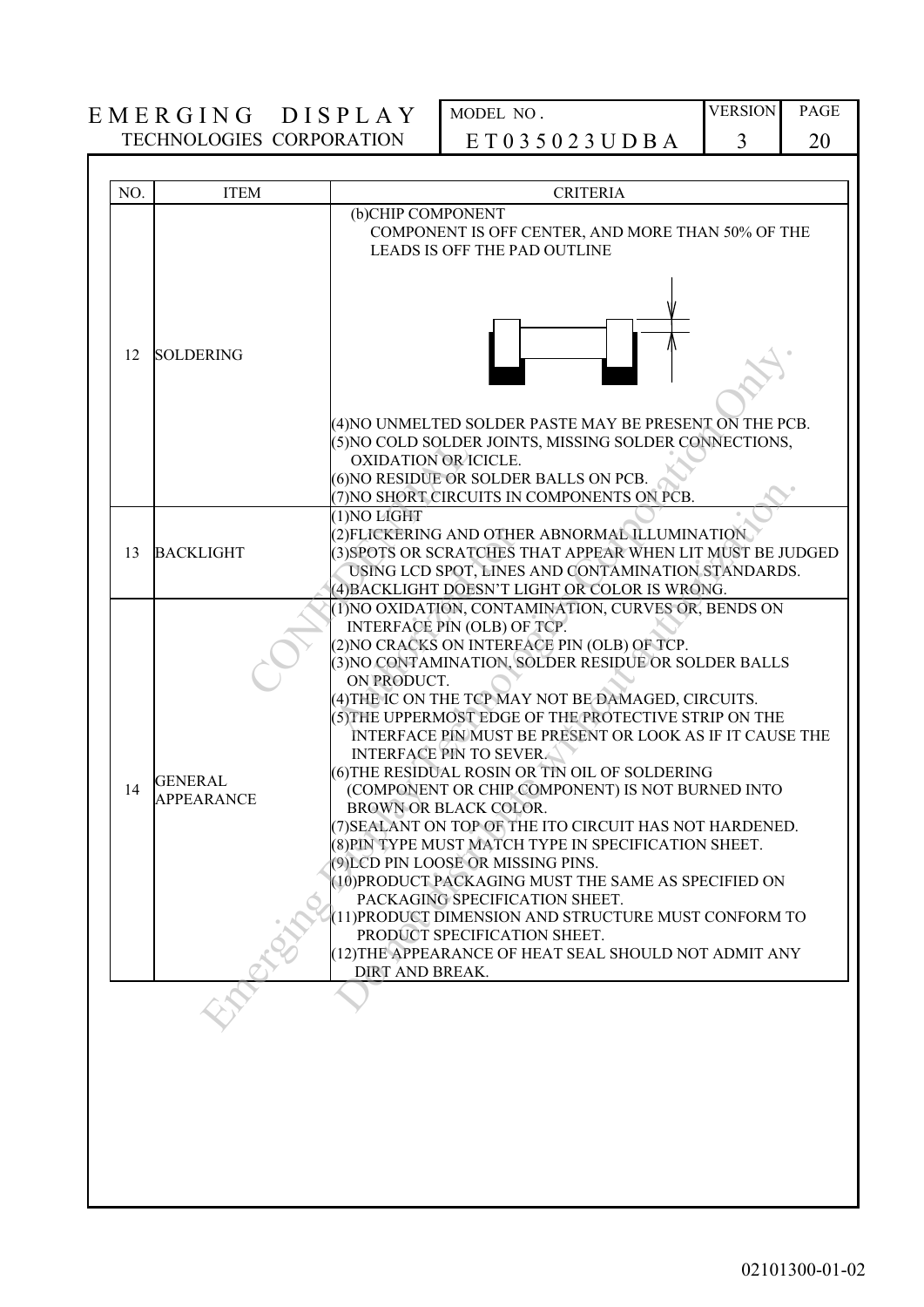| NO. | ITEM | CRITERIA |
|---|---|---|
| 12 | SOLDERING | (b)CHIP COMPONENT<br>COMPONENT IS OFF CENTER, AND MORE THAN 50% OF THE LEADS IS OFF THE PAD OUTLINE<br><br>(4)NO UNMELTED SOLDER PASTE MAY BE PRESENT ON THE PCB.<br>(5)NO COLD SOLDER JOINTS, MISSING SOLDER CONNECTIONS, OXIDATION OR ICICLE.<br>(6)NO RESIDUE OR SOLDER BALLS ON PCB.<br>(7)NO SHORT CIRCUITS IN COMPONENTS ON PCB. |
| 13 | BACKLIGHT | (1)NO LIGHT<br>(2)FLICKERING AND OTHER ABNORMAL ILLUMINATION<br>(3)SPOTS OR SCRATCHES THAT APPEAR WHEN LIT MUST BE JUDGED USING LCD SPOT, LINES AND CONTAMINATION STANDARDS.<br>(4)BACKLIGHT DOESN'T LIGHT OR COLOR IS WRONG. |
| 14 | GENERAL APPEARANCE | (1)NO OXIDATION, CONTAMINATION, CURVES OR, BENDS ON INTERFACE PIN (OLB) OF TCP.<br>(2)NO CRACKS ON INTERFACE PIN (OLB) OF TCP.<br>(3)NO CONTAMINATION, SOLDER RESIDUE OR SOLDER BALLS ON PRODUCT.<br>(4)THE IC ON THE TCP MAY NOT BE DAMAGED, CIRCUITS.<br>(5)THE UPPERMOST EDGE OF THE PROTECTIVE STRIP ON THE INTERFACE PIN MUST BE PRESENT OR LOOK AS IF IT CAUSE THE INTERFACE PIN TO SEVER.<br>(6)THE RESIDUAL ROSIN OR TIN OIL OF SOLDERING (COMPONENT OR CHIP COMPONENT) IS NOT BURNED INTO BROWN OR BLACK COLOR.<br>(7)SEALANT ON TOP OF THE ITO CIRCUIT HAS NOT HARDENED.<br>(8)PIN TYPE MUST MATCH TYPE IN SPECIFICATION SHEET.<br>(9)LCD PIN LOOSE OR MISSING PINS.<br>(10)PRODUCT PACKAGING MUST THE SAME AS SPECIFIED ON PACKAGING SPECIFICATION SHEET.<br>(11)PRODUCT DIMENSION AND STRUCTURE MUST CONFORM TO PRODUCT SPECIFICATION SHEET.<br>(12)THE APPEARANCE OF HEAT SEAL SHOULD NOT ADMIT ANY DIRT AND BREAK. |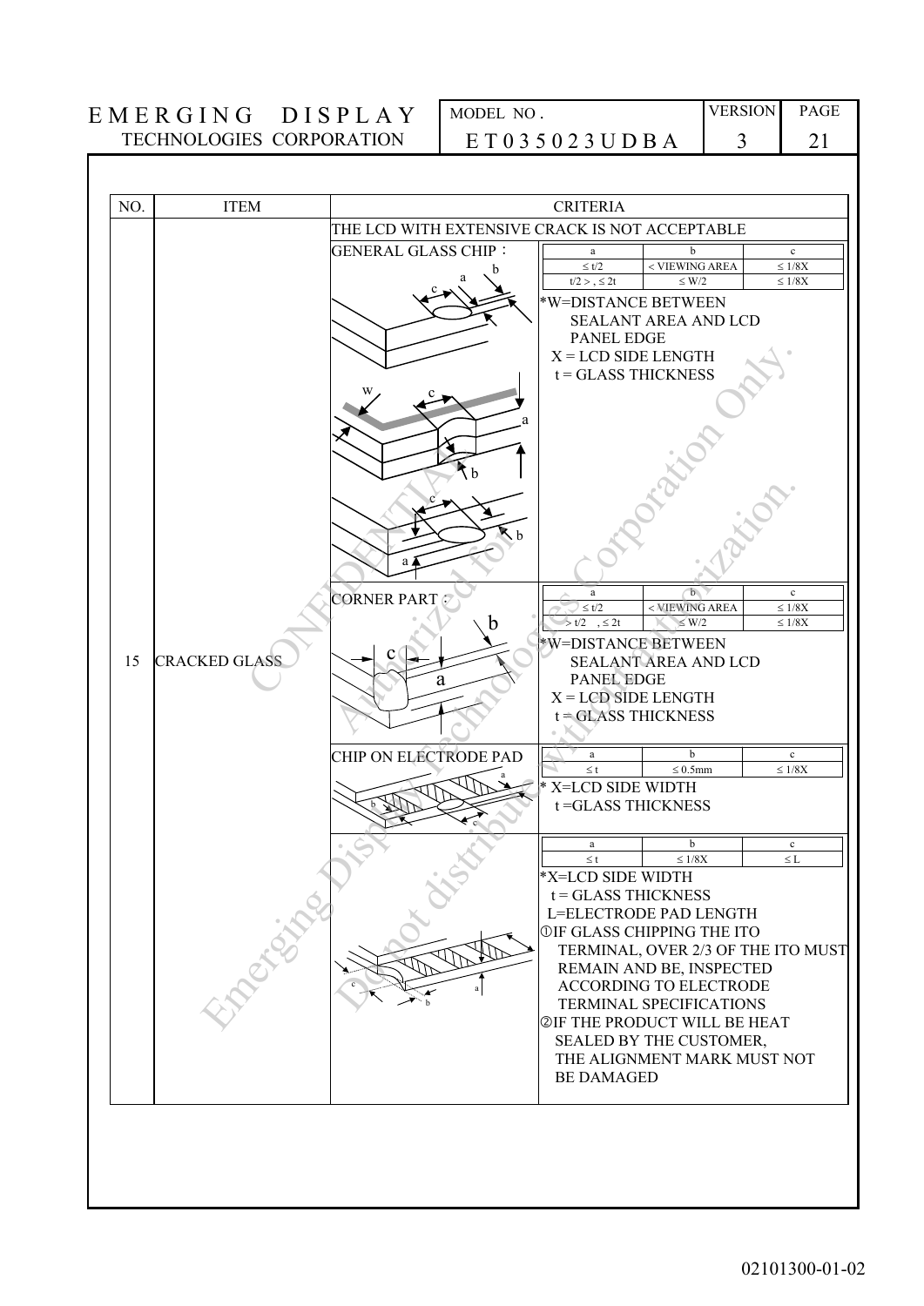| NO. | ITEM | CRITERIA |
|---|---|---|
| 15 | CRACKED GLASS | THE LCD WITH EXTENSIVE CRACK IS NOT ACCEPTABLE |

**GENERAL GLASS CHIP：**

| a | b | c |
|---|---|---|
| ≤ t/2 | < VIEWING AREA | ≤ 1/8X |
| t/2 > , ≤ 2t | ≤ W/2 | ≤ 1/8X |

*W=DISTANCE BETWEEN SEALANT AREA AND LCD PANEL EDGE
X = LCD SIDE LENGTH
t = GLASS THICKNESS

**CORNER PART：**

| a | b | c |
|---|---|---|
| ≤ t/2 | < VIEWING AREA | ≤ 1/8X |
| > t/2 , ≤ 2t | ≤ W/2 | ≤ 1/8X |

*W=DISTANCE BETWEEN SEALANT AREA AND LCD PANEL EDGE
X = LCD SIDE LENGTH
t = GLASS THICKNESS

**CHIP ON ELECTRODE PAD**

| a | b | c |
|---|---|---|
| ≤ t | ≤ 0.5mm | ≤ 1/8X |

* X=LCD SIDE WIDTH
t =GLASS THICKNESS

| a | b | c |
|---|---|---|
| ≤ t | ≤ 1/8X | ≤ L |

*X=LCD SIDE WIDTH
t = GLASS THICKNESS
L=ELECTRODE PAD LENGTH
①IF GLASS CHIPPING THE ITO TERMINAL, OVER 2/3 OF THE ITO MUST REMAIN AND BE, INSPECTED ACCORDING TO ELECTRODE TERMINAL SPECIFICATIONS
②IF THE PRODUCT WILL BE HEAT SEALED BY THE CUSTOMER, THE ALIGNMENT MARK MUST NOT BE DAMAGED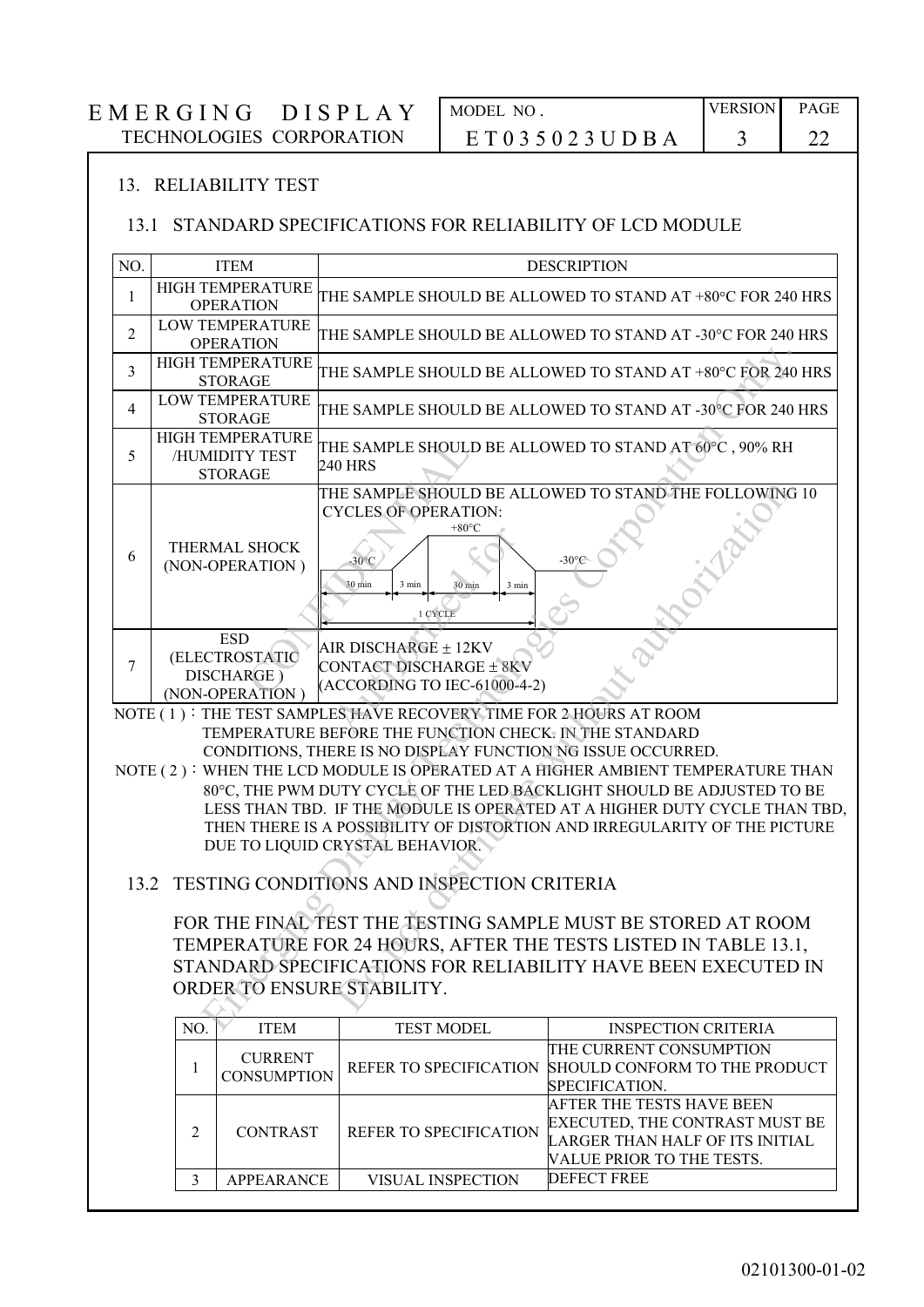## 13. RELIABILITY TEST

### 13.1 STANDARD SPECIFICATIONS FOR RELIABILITY OF LCD MODULE

| NO. | ITEM | DESCRIPTION |
|---|---|---|
| 1 | HIGH TEMPERATURE OPERATION | THE SAMPLE SHOULD BE ALLOWED TO STAND AT +80°C FOR 240 HRS |
| 2 | LOW TEMPERATURE OPERATION | THE SAMPLE SHOULD BE ALLOWED TO STAND AT -30°C FOR 240 HRS |
| 3 | HIGH TEMPERATURE STORAGE | THE SAMPLE SHOULD BE ALLOWED TO STAND AT +80°C FOR 240 HRS |
| 4 | LOW TEMPERATURE STORAGE | THE SAMPLE SHOULD BE ALLOWED TO STAND AT -30°C FOR 240 HRS |
| 5 | HIGH TEMPERATURE /HUMIDITY TEST STORAGE | THE SAMPLE SHOULD BE ALLOWED TO STAND AT 60°C , 90% RH 240 HRS |
| 6 | THERMAL SHOCK (NON-OPERATION ) | THE SAMPLE SHOULD BE ALLOWED TO STAND THE FOLLOWING 10 CYCLES OF OPERATION: -30°C 30 min → 3 min → +80°C 30 min → 3 min → -30°C (1 CYCLE) |
| 7 | ESD (ELECTROSTATIC DISCHARGE ) (NON-OPERATION ) | AIR DISCHARGE ± 12KV<br>CONTACT DISCHARGE ± 8KV<br>(ACCORDING TO IEC-61000-4-2) |

NOTE ( 1 ) : THE TEST SAMPLES HAVE RECOVERY TIME FOR 2 HOURS AT ROOM TEMPERATURE BEFORE THE FUNCTION CHECK. IN THE STANDARD CONDITIONS, THERE IS NO DISPLAY FUNCTION NG ISSUE OCCURRED.

NOTE ( 2 ) : WHEN THE LCD MODULE IS OPERATED AT A HIGHER AMBIENT TEMPERATURE THAN 80°C, THE PWM DUTY CYCLE OF THE LED BACKLIGHT SHOULD BE ADJUSTED TO BE LESS THAN TBD. IF THE MODULE IS OPERATED AT A HIGHER DUTY CYCLE THAN TBD, THEN THERE IS A POSSIBILITY OF DISTORTION AND IRREGULARITY OF THE PICTURE DUE TO LIQUID CRYSTAL BEHAVIOR.

### 13.2 TESTING CONDITIONS AND INSPECTION CRITERIA

FOR THE FINAL TEST THE TESTING SAMPLE MUST BE STORED AT ROOM TEMPERATURE FOR 24 HOURS, AFTER THE TESTS LISTED IN TABLE 13.1, STANDARD SPECIFICATIONS FOR RELIABILITY HAVE BEEN EXECUTED IN ORDER TO ENSURE STABILITY.

| NO. | ITEM | TEST MODEL | INSPECTION CRITERIA |
|---|---|---|---|
| 1 | CURRENT CONSUMPTION | REFER TO SPECIFICATION | THE CURRENT CONSUMPTION SHOULD CONFORM TO THE PRODUCT SPECIFICATION. |
| 2 | CONTRAST | REFER TO SPECIFICATION | AFTER THE TESTS HAVE BEEN EXECUTED, THE CONTRAST MUST BE LARGER THAN HALF OF ITS INITIAL VALUE PRIOR TO THE TESTS. |
| 3 | APPEARANCE | VISUAL INSPECTION | DEFECT FREE |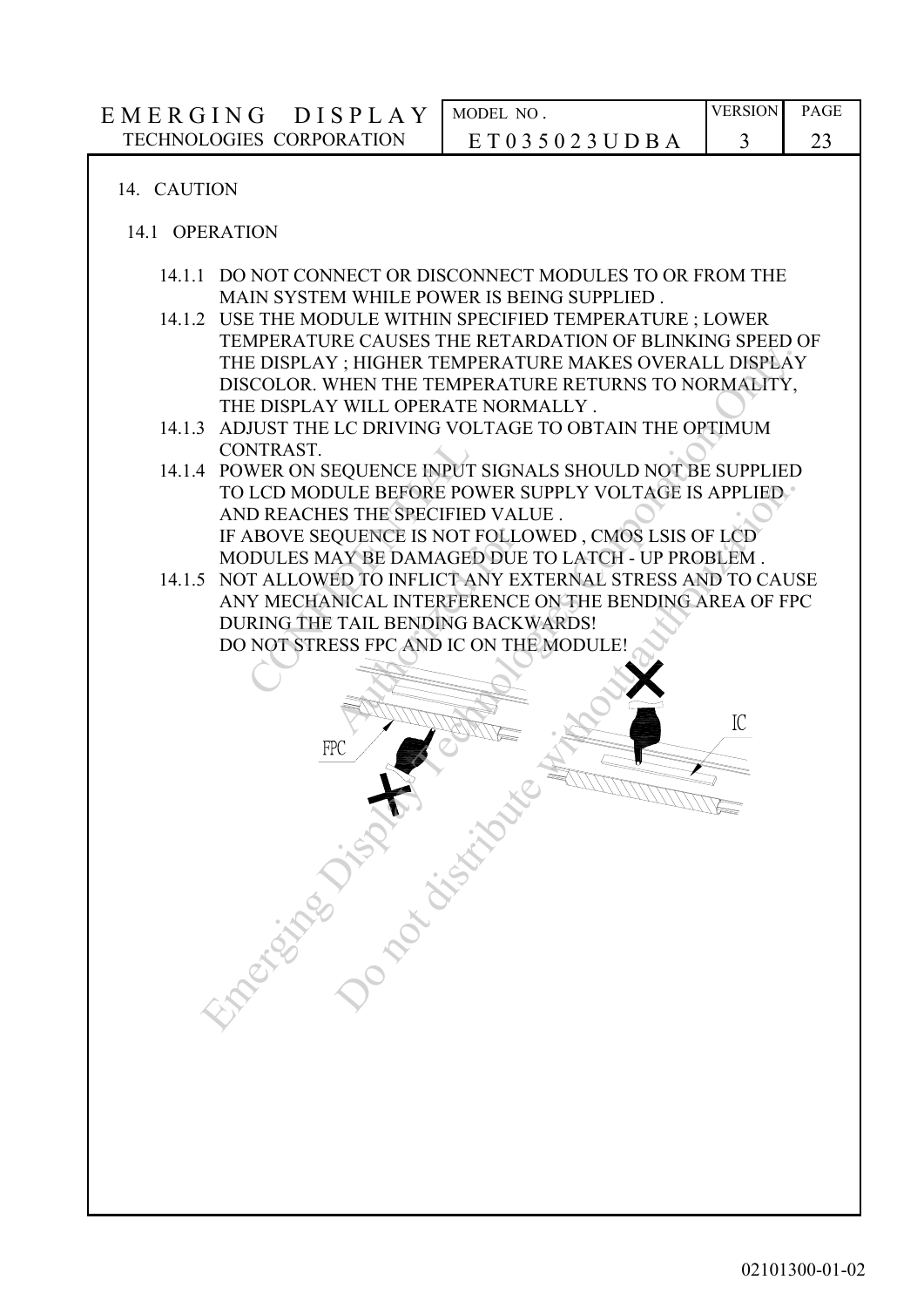## 14. CAUTION

### 14.1 OPERATION

14.1.1 DO NOT CONNECT OR DISCONNECT MODULES TO OR FROM THE MAIN SYSTEM WHILE POWER IS BEING SUPPLIED .

14.1.2 USE THE MODULE WITHIN SPECIFIED TEMPERATURE ; LOWER TEMPERATURE CAUSES THE RETARDATION OF BLINKING SPEED OF THE DISPLAY ; HIGHER TEMPERATURE MAKES OVERALL DISPLAY DISCOLOR. WHEN THE TEMPERATURE RETURNS TO NORMALITY, THE DISPLAY WILL OPERATE NORMALLY .

14.1.3 ADJUST THE LC DRIVING VOLTAGE TO OBTAIN THE OPTIMUM CONTRAST.

14.1.4 POWER ON SEQUENCE INPUT SIGNALS SHOULD NOT BE SUPPLIED TO LCD MODULE BEFORE POWER SUPPLY VOLTAGE IS APPLIED AND REACHES THE SPECIFIED VALUE .
IF ABOVE SEQUENCE IS NOT FOLLOWED , CMOS LSIS OF LCD MODULES MAY BE DAMAGED DUE TO LATCH - UP PROBLEM .

14.1.5 NOT ALLOWED TO INFLICT ANY EXTERNAL STRESS AND TO CAUSE ANY MECHANICAL INTERFERENCE ON THE BENDING AREA OF FPC DURING THE TAIL BENDING BACKWARDS!
DO NOT STRESS FPC AND IC ON THE MODULE!

FPC

IC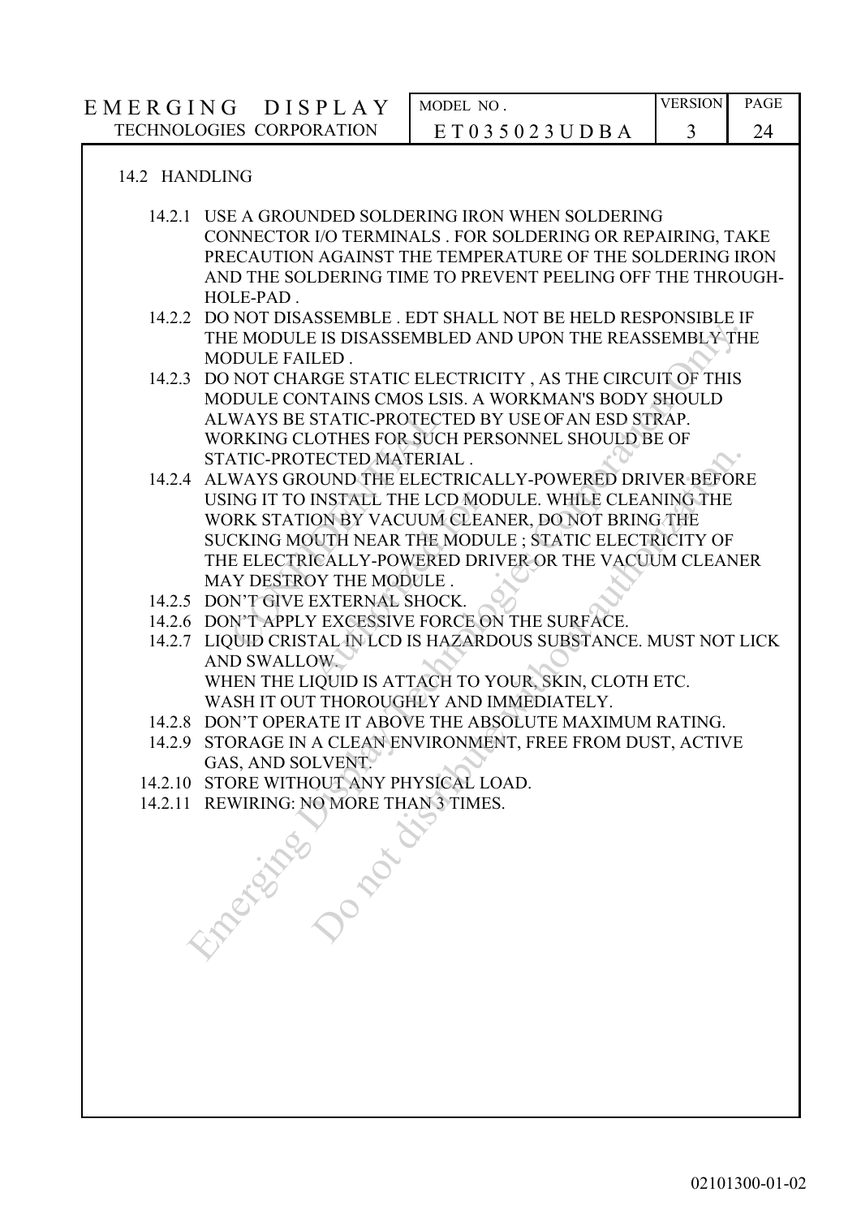## 14.2 HANDLING

14.2.1 USE A GROUNDED SOLDERING IRON WHEN SOLDERING CONNECTOR I/O TERMINALS . FOR SOLDERING OR REPAIRING, TAKE PRECAUTION AGAINST THE TEMPERATURE OF THE SOLDERING IRON AND THE SOLDERING TIME TO PREVENT PEELING OFF THE THROUGH-HOLE-PAD .

14.2.2 DO NOT DISASSEMBLE . EDT SHALL NOT BE HELD RESPONSIBLE IF THE MODULE IS DISASSEMBLED AND UPON THE REASSEMBLY THE MODULE FAILED .

14.2.3 DO NOT CHARGE STATIC ELECTRICITY , AS THE CIRCUIT OF THIS MODULE CONTAINS CMOS LSIS. A WORKMAN'S BODY SHOULD ALWAYS BE STATIC-PROTECTED BY USE OF AN ESD STRAP. WORKING CLOTHES FOR SUCH PERSONNEL SHOULD BE OF STATIC-PROTECTED MATERIAL .

14.2.4 ALWAYS GROUND THE ELECTRICALLY-POWERED DRIVER BEFORE USING IT TO INSTALL THE LCD MODULE. WHILE CLEANING THE WORK STATION BY VACUUM CLEANER, DO NOT BRING THE SUCKING MOUTH NEAR THE MODULE ; STATIC ELECTRICITY OF THE ELECTRICALLY-POWERED DRIVER OR THE VACUUM CLEANER MAY DESTROY THE MODULE .

14.2.5 DON'T GIVE EXTERNAL SHOCK.

14.2.6 DON'T APPLY EXCESSIVE FORCE ON THE SURFACE.

14.2.7 LIQUID CRISTAL IN LCD IS HAZARDOUS SUBSTANCE. MUST NOT LICK AND SWALLOW.
WHEN THE LIQUID IS ATTACH TO YOUR, SKIN, CLOTH ETC. WASH IT OUT THOROUGHLY AND IMMEDIATELY.

14.2.8 DON'T OPERATE IT ABOVE THE ABSOLUTE MAXIMUM RATING.

14.2.9 STORAGE IN A CLEAN ENVIRONMENT, FREE FROM DUST, ACTIVE GAS, AND SOLVENT.

14.2.10 STORE WITHOUT ANY PHYSICAL LOAD.

14.2.11 REWIRING: NO MORE THAN 3 TIMES.